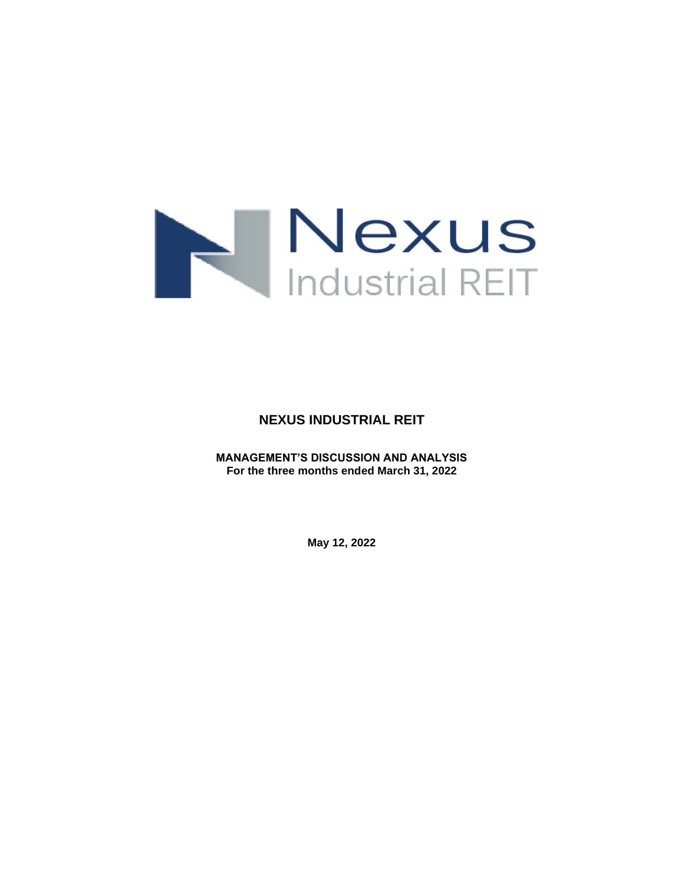Nexus

Industrial REIT

# NEXUS INDUSTRIAL REIT

**MANAGEMENT'S DISCUSSION AND ANALYSIS**
**For the three months ended March 31, 2022**

**May 12, 2022**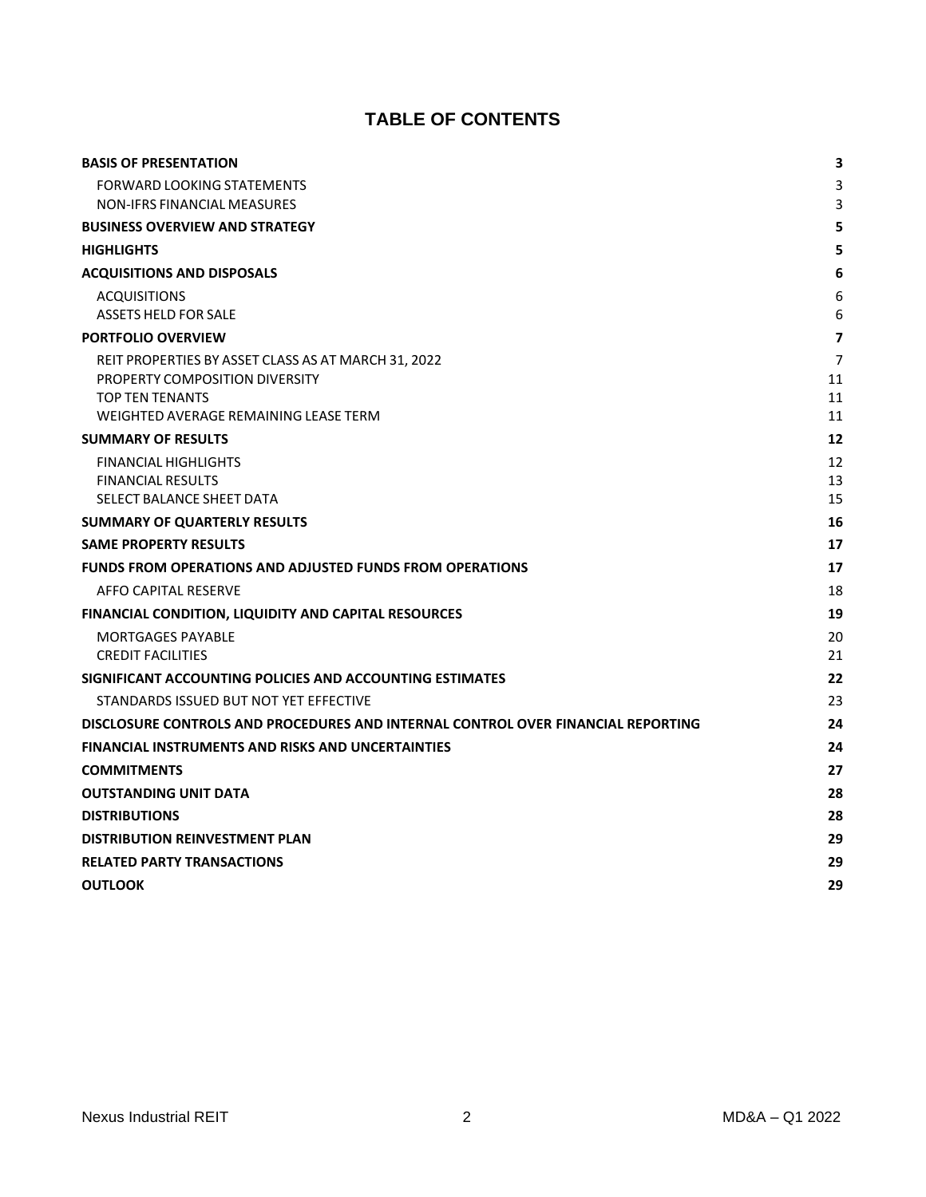# TABLE OF CONTENTS

| | |
|---|---|
| **BASIS OF PRESENTATION** | **3** |
| FORWARD LOOKING STATEMENTS | 3 |
| NON-IFRS FINANCIAL MEASURES | 3 |
| **BUSINESS OVERVIEW AND STRATEGY** | **5** |
| **HIGHLIGHTS** | **5** |
| **ACQUISITIONS AND DISPOSALS** | **6** |
| ACQUISITIONS | 6 |
| ASSETS HELD FOR SALE | 6 |
| **PORTFOLIO OVERVIEW** | **7** |
| REIT PROPERTIES BY ASSET CLASS AS AT MARCH 31, 2022 | 7 |
| PROPERTY COMPOSITION DIVERSITY | 11 |
| TOP TEN TENANTS | 11 |
| WEIGHTED AVERAGE REMAINING LEASE TERM | 11 |
| **SUMMARY OF RESULTS** | **12** |
| FINANCIAL HIGHLIGHTS | 12 |
| FINANCIAL RESULTS | 13 |
| SELECT BALANCE SHEET DATA | 15 |
| **SUMMARY OF QUARTERLY RESULTS** | **16** |
| **SAME PROPERTY RESULTS** | **17** |
| **FUNDS FROM OPERATIONS AND ADJUSTED FUNDS FROM OPERATIONS** | **17** |
| AFFO CAPITAL RESERVE | 18 |
| **FINANCIAL CONDITION, LIQUIDITY AND CAPITAL RESOURCES** | **19** |
| MORTGAGES PAYABLE | 20 |
| CREDIT FACILITIES | 21 |
| **SIGNIFICANT ACCOUNTING POLICIES AND ACCOUNTING ESTIMATES** | **22** |
| STANDARDS ISSUED BUT NOT YET EFFECTIVE | 23 |
| **DISCLOSURE CONTROLS AND PROCEDURES AND INTERNAL CONTROL OVER FINANCIAL REPORTING** | **24** |
| **FINANCIAL INSTRUMENTS AND RISKS AND UNCERTAINTIES** | **24** |
| **COMMITMENTS** | **27** |
| **OUTSTANDING UNIT DATA** | **28** |
| **DISTRIBUTIONS** | **28** |
| **DISTRIBUTION REINVESTMENT PLAN** | **29** |
| **RELATED PARTY TRANSACTIONS** | **29** |
| **OUTLOOK** | **29** |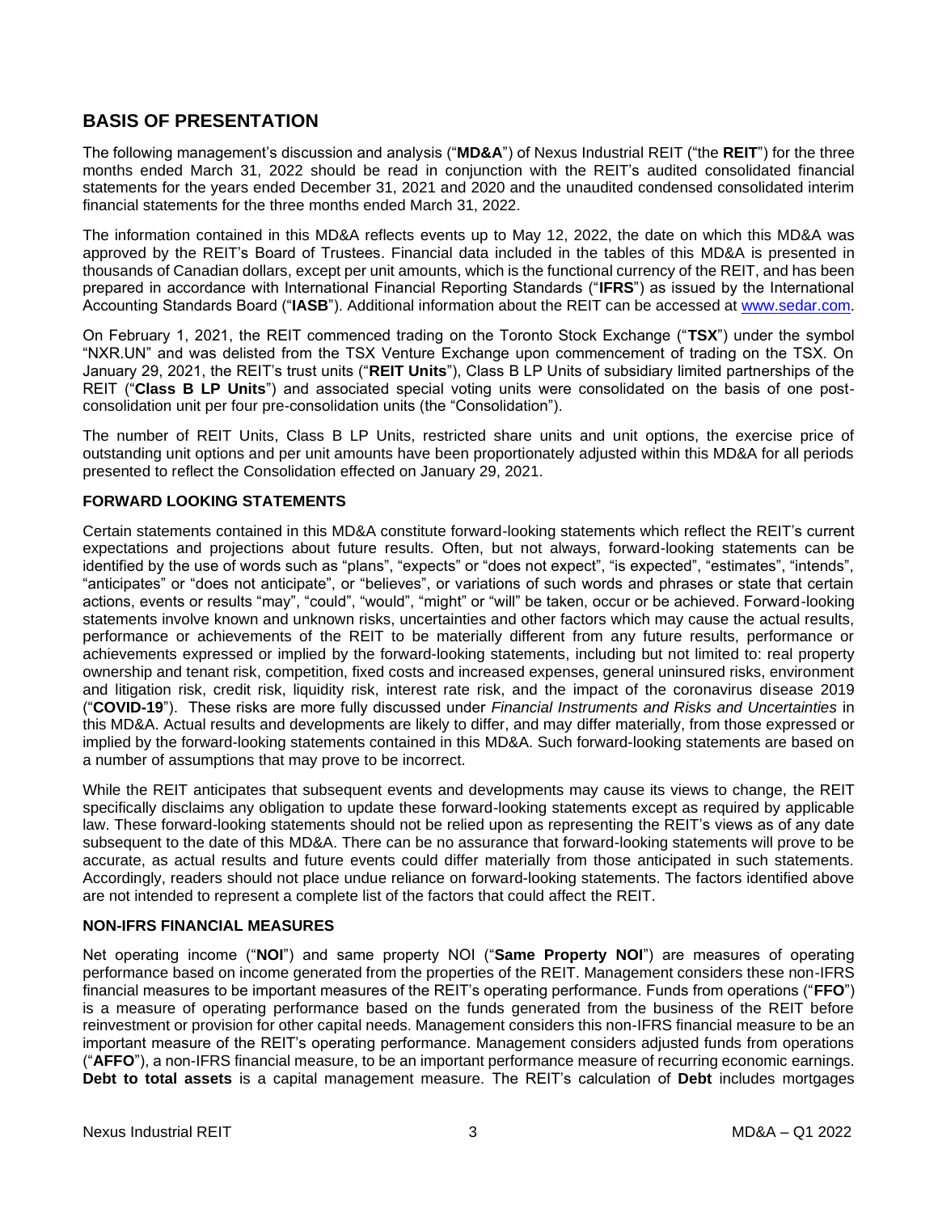## BASIS OF PRESENTATION

The following management's discussion and analysis ("**MD&A**") of Nexus Industrial REIT ("the **REIT**") for the three months ended March 31, 2022 should be read in conjunction with the REIT's audited consolidated financial statements for the years ended December 31, 2021 and 2020 and the unaudited condensed consolidated interim financial statements for the three months ended March 31, 2022.

The information contained in this MD&A reflects events up to May 12, 2022, the date on which this MD&A was approved by the REIT's Board of Trustees. Financial data included in the tables of this MD&A is presented in thousands of Canadian dollars, except per unit amounts, which is the functional currency of the REIT, and has been prepared in accordance with International Financial Reporting Standards ("**IFRS**") as issued by the International Accounting Standards Board ("**IASB**"). Additional information about the REIT can be accessed at www.sedar.com.

On February 1, 2021, the REIT commenced trading on the Toronto Stock Exchange ("**TSX**") under the symbol "NXR.UN" and was delisted from the TSX Venture Exchange upon commencement of trading on the TSX. On January 29, 2021, the REIT's trust units ("**REIT Units**"), Class B LP Units of subsidiary limited partnerships of the REIT ("**Class B LP Units**") and associated special voting units were consolidated on the basis of one post-consolidation unit per four pre-consolidation units (the "Consolidation").

The number of REIT Units, Class B LP Units, restricted share units and unit options, the exercise price of outstanding unit options and per unit amounts have been proportionately adjusted within this MD&A for all periods presented to reflect the Consolidation effected on January 29, 2021.

### FORWARD LOOKING STATEMENTS

Certain statements contained in this MD&A constitute forward-looking statements which reflect the REIT's current expectations and projections about future results. Often, but not always, forward-looking statements can be identified by the use of words such as "plans", "expects" or "does not expect", "is expected", "estimates", "intends", "anticipates" or "does not anticipate", or "believes", or variations of such words and phrases or state that certain actions, events or results "may", "could", "would", "might" or "will" be taken, occur or be achieved. Forward-looking statements involve known and unknown risks, uncertainties and other factors which may cause the actual results, performance or achievements of the REIT to be materially different from any future results, performance or achievements expressed or implied by the forward-looking statements, including but not limited to: real property ownership and tenant risk, competition, fixed costs and increased expenses, general uninsured risks, environment and litigation risk, credit risk, liquidity risk, interest rate risk, and the impact of the coronavirus disease 2019 ("**COVID-19**"). These risks are more fully discussed under *Financial Instruments and Risks and Uncertainties* in this MD&A. Actual results and developments are likely to differ, and may differ materially, from those expressed or implied by the forward-looking statements contained in this MD&A. Such forward-looking statements are based on a number of assumptions that may prove to be incorrect.

While the REIT anticipates that subsequent events and developments may cause its views to change, the REIT specifically disclaims any obligation to update these forward-looking statements except as required by applicable law. These forward-looking statements should not be relied upon as representing the REIT's views as of any date subsequent to the date of this MD&A. There can be no assurance that forward-looking statements will prove to be accurate, as actual results and future events could differ materially from those anticipated in such statements. Accordingly, readers should not place undue reliance on forward-looking statements. The factors identified above are not intended to represent a complete list of the factors that could affect the REIT.

### NON-IFRS FINANCIAL MEASURES

Net operating income ("**NOI**") and same property NOI ("**Same Property NOI**") are measures of operating performance based on income generated from the properties of the REIT. Management considers these non-IFRS financial measures to be important measures of the REIT's operating performance. Funds from operations ("**FFO**") is a measure of operating performance based on the funds generated from the business of the REIT before reinvestment or provision for other capital needs. Management considers this non-IFRS financial measure to be an important measure of the REIT's operating performance. Management considers adjusted funds from operations ("**AFFO**"), a non-IFRS financial measure, to be an important performance measure of recurring economic earnings. **Debt to total assets** is a capital management measure. The REIT's calculation of **Debt** includes mortgages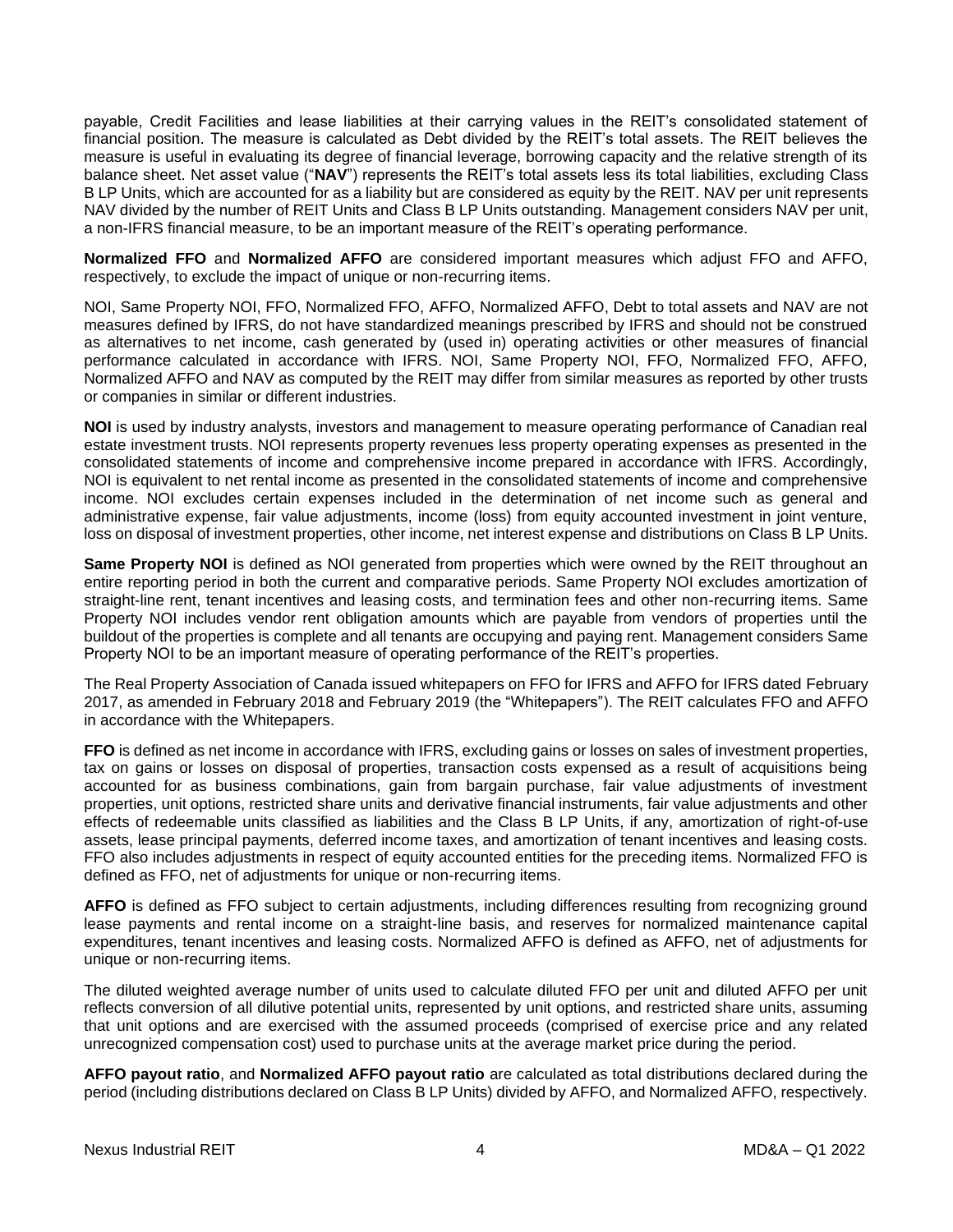payable, Credit Facilities and lease liabilities at their carrying values in the REIT's consolidated statement of financial position. The measure is calculated as Debt divided by the REIT's total assets. The REIT believes the measure is useful in evaluating its degree of financial leverage, borrowing capacity and the relative strength of its balance sheet. Net asset value ("**NAV**") represents the REIT's total assets less its total liabilities, excluding Class B LP Units, which are accounted for as a liability but are considered as equity by the REIT. NAV per unit represents NAV divided by the number of REIT Units and Class B LP Units outstanding. Management considers NAV per unit, a non-IFRS financial measure, to be an important measure of the REIT's operating performance.

**Normalized FFO** and **Normalized AFFO** are considered important measures which adjust FFO and AFFO, respectively, to exclude the impact of unique or non-recurring items.

NOI, Same Property NOI, FFO, Normalized FFO, AFFO, Normalized AFFO, Debt to total assets and NAV are not measures defined by IFRS, do not have standardized meanings prescribed by IFRS and should not be construed as alternatives to net income, cash generated by (used in) operating activities or other measures of financial performance calculated in accordance with IFRS. NOI, Same Property NOI, FFO, Normalized FFO, AFFO, Normalized AFFO and NAV as computed by the REIT may differ from similar measures as reported by other trusts or companies in similar or different industries.

**NOI** is used by industry analysts, investors and management to measure operating performance of Canadian real estate investment trusts. NOI represents property revenues less property operating expenses as presented in the consolidated statements of income and comprehensive income prepared in accordance with IFRS. Accordingly, NOI is equivalent to net rental income as presented in the consolidated statements of income and comprehensive income. NOI excludes certain expenses included in the determination of net income such as general and administrative expense, fair value adjustments, income (loss) from equity accounted investment in joint venture, loss on disposal of investment properties, other income, net interest expense and distributions on Class B LP Units.

**Same Property NOI** is defined as NOI generated from properties which were owned by the REIT throughout an entire reporting period in both the current and comparative periods. Same Property NOI excludes amortization of straight-line rent, tenant incentives and leasing costs, and termination fees and other non-recurring items. Same Property NOI includes vendor rent obligation amounts which are payable from vendors of properties until the buildout of the properties is complete and all tenants are occupying and paying rent. Management considers Same Property NOI to be an important measure of operating performance of the REIT's properties.

The Real Property Association of Canada issued whitepapers on FFO for IFRS and AFFO for IFRS dated February 2017, as amended in February 2018 and February 2019 (the "Whitepapers"). The REIT calculates FFO and AFFO in accordance with the Whitepapers.

**FFO** is defined as net income in accordance with IFRS, excluding gains or losses on sales of investment properties, tax on gains or losses on disposal of properties, transaction costs expensed as a result of acquisitions being accounted for as business combinations, gain from bargain purchase, fair value adjustments of investment properties, unit options, restricted share units and derivative financial instruments, fair value adjustments and other effects of redeemable units classified as liabilities and the Class B LP Units, if any, amortization of right-of-use assets, lease principal payments, deferred income taxes, and amortization of tenant incentives and leasing costs. FFO also includes adjustments in respect of equity accounted entities for the preceding items. Normalized FFO is defined as FFO, net of adjustments for unique or non-recurring items.

**AFFO** is defined as FFO subject to certain adjustments, including differences resulting from recognizing ground lease payments and rental income on a straight-line basis, and reserves for normalized maintenance capital expenditures, tenant incentives and leasing costs. Normalized AFFO is defined as AFFO, net of adjustments for unique or non-recurring items.

The diluted weighted average number of units used to calculate diluted FFO per unit and diluted AFFO per unit reflects conversion of all dilutive potential units, represented by unit options, and restricted share units, assuming that unit options and are exercised with the assumed proceeds (comprised of exercise price and any related unrecognized compensation cost) used to purchase units at the average market price during the period.

**AFFO payout ratio**, and **Normalized AFFO payout ratio** are calculated as total distributions declared during the period (including distributions declared on Class B LP Units) divided by AFFO, and Normalized AFFO, respectively.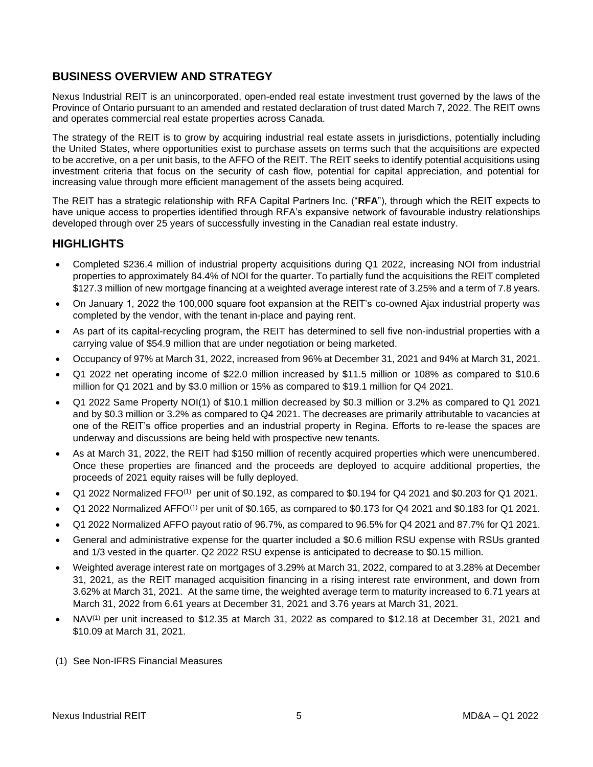## BUSINESS OVERVIEW AND STRATEGY

Nexus Industrial REIT is an unincorporated, open-ended real estate investment trust governed by the laws of the Province of Ontario pursuant to an amended and restated declaration of trust dated March 7, 2022. The REIT owns and operates commercial real estate properties across Canada.

The strategy of the REIT is to grow by acquiring industrial real estate assets in jurisdictions, potentially including the United States, where opportunities exist to purchase assets on terms such that the acquisitions are expected to be accretive, on a per unit basis, to the AFFO of the REIT. The REIT seeks to identify potential acquisitions using investment criteria that focus on the security of cash flow, potential for capital appreciation, and potential for increasing value through more efficient management of the assets being acquired.

The REIT has a strategic relationship with RFA Capital Partners Inc. ("**RFA**"), through which the REIT expects to have unique access to properties identified through RFA's expansive network of favourable industry relationships developed through over 25 years of successfully investing in the Canadian real estate industry.

## HIGHLIGHTS

- Completed $236.4 million of industrial property acquisitions during Q1 2022, increasing NOI from industrial properties to approximately 84.4% of NOI for the quarter. To partially fund the acquisitions the REIT completed $127.3 million of new mortgage financing at a weighted average interest rate of 3.25% and a term of 7.8 years.
- On January 1, 2022 the 100,000 square foot expansion at the REIT's co-owned Ajax industrial property was completed by the vendor, with the tenant in-place and paying rent.
- As part of its capital-recycling program, the REIT has determined to sell five non-industrial properties with a carrying value of $54.9 million that are under negotiation or being marketed.
- Occupancy of 97% at March 31, 2022, increased from 96% at December 31, 2021 and 94% at March 31, 2021.
- Q1 2022 net operating income of $22.0 million increased by $11.5 million or 108% as compared to $10.6 million for Q1 2021 and by $3.0 million or 15% as compared to $19.1 million for Q4 2021.
- Q1 2022 Same Property NOI(1) of $10.1 million decreased by $0.3 million or 3.2% as compared to Q1 2021 and by $0.3 million or 3.2% as compared to Q4 2021. The decreases are primarily attributable to vacancies at one of the REIT's office properties and an industrial property in Regina. Efforts to re-lease the spaces are underway and discussions are being held with prospective new tenants.
- As at March 31, 2022, the REIT had $150 million of recently acquired properties which were unencumbered. Once these properties are financed and the proceeds are deployed to acquire additional properties, the proceeds of 2021 equity raises will be fully deployed.
- Q1 2022 Normalized FFO(1) per unit of $0.192, as compared to $0.194 for Q4 2021 and $0.203 for Q1 2021.
- Q1 2022 Normalized AFFO(1) per unit of $0.165, as compared to $0.173 for Q4 2021 and $0.183 for Q1 2021.
- Q1 2022 Normalized AFFO payout ratio of 96.7%, as compared to 96.5% for Q4 2021 and 87.7% for Q1 2021.
- General and administrative expense for the quarter included a $0.6 million RSU expense with RSUs granted and 1/3 vested in the quarter. Q2 2022 RSU expense is anticipated to decrease to $0.15 million.
- Weighted average interest rate on mortgages of 3.29% at March 31, 2022, compared to at 3.28% at December 31, 2021, as the REIT managed acquisition financing in a rising interest rate environment, and down from 3.62% at March 31, 2021. At the same time, the weighted average term to maturity increased to 6.71 years at March 31, 2022 from 6.61 years at December 31, 2021 and 3.76 years at March 31, 2021.
- NAV(1) per unit increased to $12.35 at March 31, 2022 as compared to $12.18 at December 31, 2021 and $10.09 at March 31, 2021.

(1) See Non-IFRS Financial Measures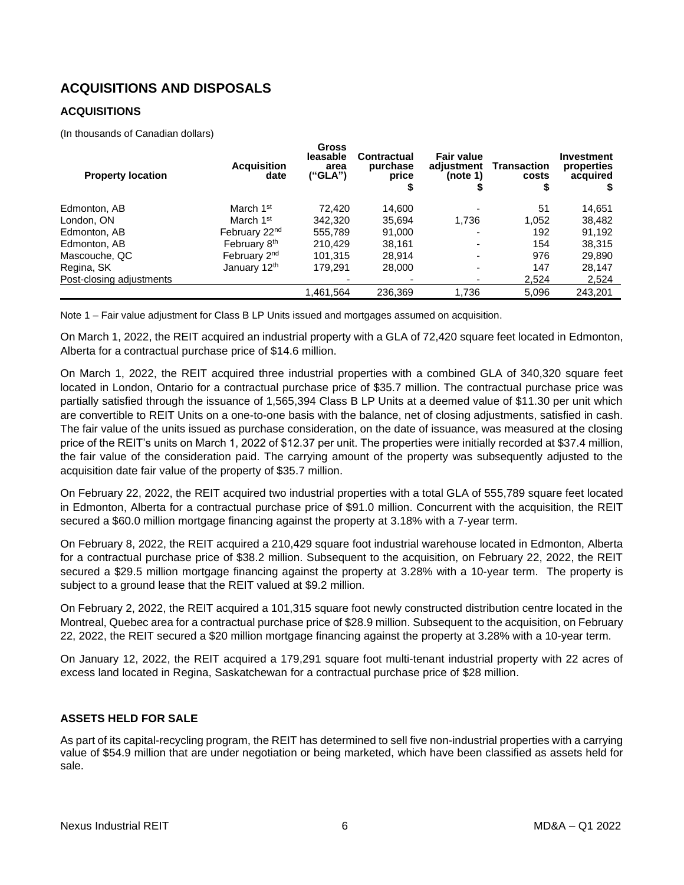## ACQUISITIONS AND DISPOSALS

### ACQUISITIONS

(In thousands of Canadian dollars)

| Property location | Acquisition date | Gross leasable area ("GLA") | Contractual purchase price $ | Fair value adjustment (note 1) $ | Transaction costs $ | Investment properties acquired $ |
|---|---|---|---|---|---|---|
| Edmonton, AB | March 1st | 72,420 | 14,600 | - | 51 | 14,651 |
| London, ON | March 1st | 342,320 | 35,694 | 1,736 | 1,052 | 38,482 |
| Edmonton, AB | February 22nd | 555,789 | 91,000 | - | 192 | 91,192 |
| Edmonton, AB | February 8th | 210,429 | 38,161 | - | 154 | 38,315 |
| Mascouche, QC | February 2nd | 101,315 | 28,914 | - | 976 | 29,890 |
| Regina, SK | January 12th | 179,291 | 28,000 | - | 147 | 28,147 |
| Post-closing adjustments | | - | - | - | 2,524 | 2,524 |
| | | 1,461,564 | 236,369 | 1,736 | 5,096 | 243,201 |

Note 1 – Fair value adjustment for Class B LP Units issued and mortgages assumed on acquisition.

On March 1, 2022, the REIT acquired an industrial property with a GLA of 72,420 square feet located in Edmonton, Alberta for a contractual purchase price of $14.6 million.

On March 1, 2022, the REIT acquired three industrial properties with a combined GLA of 340,320 square feet located in London, Ontario for a contractual purchase price of $35.7 million. The contractual purchase price was partially satisfied through the issuance of 1,565,394 Class B LP Units at a deemed value of $11.30 per unit which are convertible to REIT Units on a one-to-one basis with the balance, net of closing adjustments, satisfied in cash. The fair value of the units issued as purchase consideration, on the date of issuance, was measured at the closing price of the REIT's units on March 1, 2022 of $12.37 per unit. The properties were initially recorded at $37.4 million, the fair value of the consideration paid. The carrying amount of the property was subsequently adjusted to the acquisition date fair value of the property of $35.7 million.

On February 22, 2022, the REIT acquired two industrial properties with a total GLA of 555,789 square feet located in Edmonton, Alberta for a contractual purchase price of $91.0 million. Concurrent with the acquisition, the REIT secured a $60.0 million mortgage financing against the property at 3.18% with a 7-year term.

On February 8, 2022, the REIT acquired a 210,429 square foot industrial warehouse located in Edmonton, Alberta for a contractual purchase price of $38.2 million. Subsequent to the acquisition, on February 22, 2022, the REIT secured a $29.5 million mortgage financing against the property at 3.28% with a 10-year term. The property is subject to a ground lease that the REIT valued at $9.2 million.

On February 2, 2022, the REIT acquired a 101,315 square foot newly constructed distribution centre located in the Montreal, Quebec area for a contractual purchase price of $28.9 million. Subsequent to the acquisition, on February 22, 2022, the REIT secured a $20 million mortgage financing against the property at 3.28% with a 10-year term.

On January 12, 2022, the REIT acquired a 179,291 square foot multi-tenant industrial property with 22 acres of excess land located in Regina, Saskatchewan for a contractual purchase price of $28 million.

### ASSETS HELD FOR SALE

As part of its capital-recycling program, the REIT has determined to sell five non-industrial properties with a carrying value of $54.9 million that are under negotiation or being marketed, which have been classified as assets held for sale.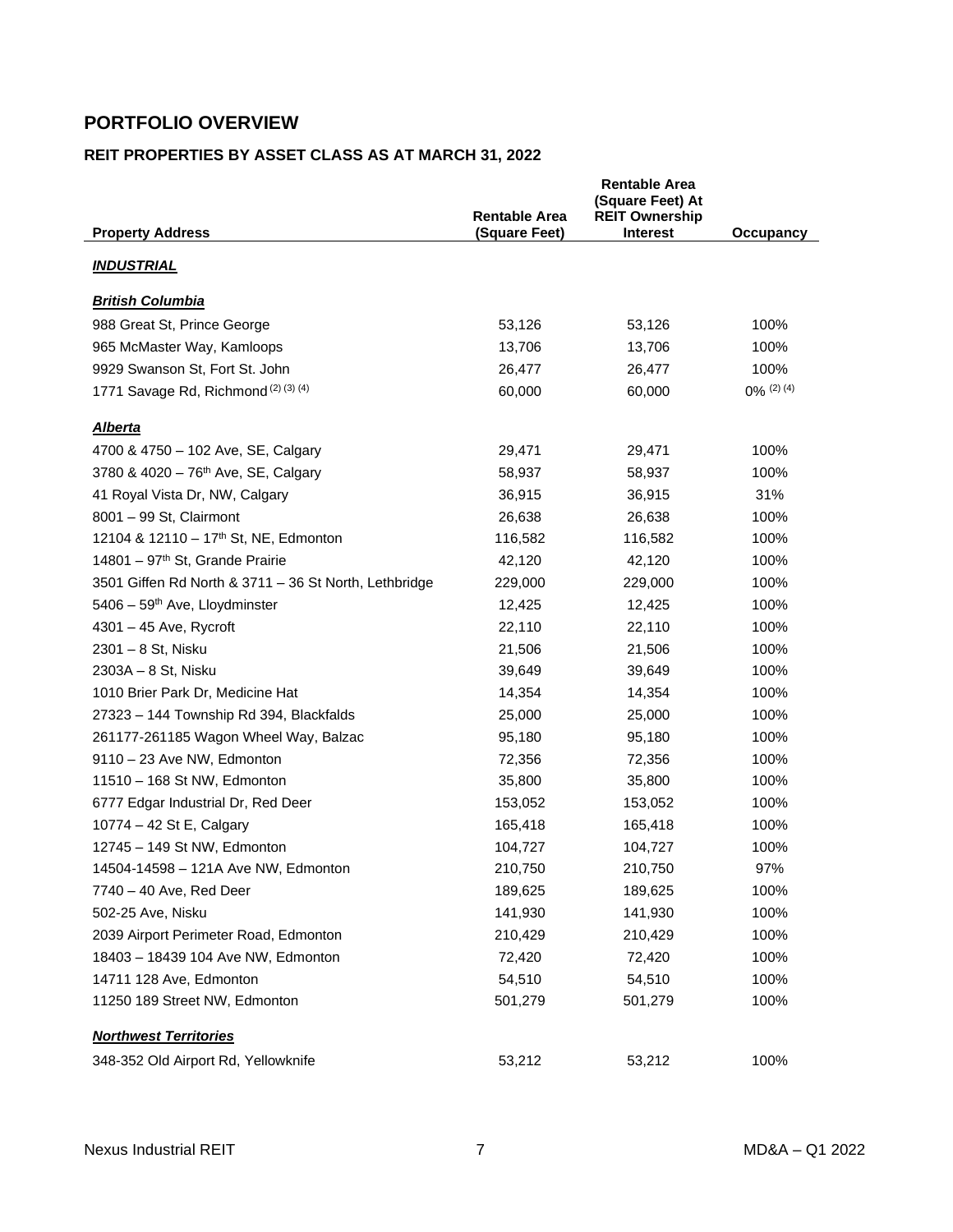## PORTFOLIO OVERVIEW

### REIT PROPERTIES BY ASSET CLASS AS AT MARCH 31, 2022

| Property Address | Rentable Area (Square Feet) | Rentable Area (Square Feet) At REIT Ownership Interest | Occupancy |
|---|---|---|---|
| ***INDUSTRIAL*** | | | |
| ***British Columbia*** | | | |
| 988 Great St, Prince George | 53,126 | 53,126 | 100% |
| 965 McMaster Way, Kamloops | 13,706 | 13,706 | 100% |
| 9929 Swanson St, Fort St. John | 26,477 | 26,477 | 100% |
| 1771 Savage Rd, Richmond (2) (3) (4) | 60,000 | 60,000 | 0% (2) (4) |
| ***Alberta*** | | | |
| 4700 & 4750 – 102 Ave, SE, Calgary | 29,471 | 29,471 | 100% |
| 3780 & 4020 – 76th Ave, SE, Calgary | 58,937 | 58,937 | 100% |
| 41 Royal Vista Dr, NW, Calgary | 36,915 | 36,915 | 31% |
| 8001 – 99 St, Clairmont | 26,638 | 26,638 | 100% |
| 12104 & 12110 – 17th St, NE, Edmonton | 116,582 | 116,582 | 100% |
| 14801 – 97th St, Grande Prairie | 42,120 | 42,120 | 100% |
| 3501 Giffen Rd North & 3711 – 36 St North, Lethbridge | 229,000 | 229,000 | 100% |
| 5406 – 59th Ave, Lloydminster | 12,425 | 12,425 | 100% |
| 4301 – 45 Ave, Rycroft | 22,110 | 22,110 | 100% |
| 2301 – 8 St, Nisku | 21,506 | 21,506 | 100% |
| 2303A – 8 St, Nisku | 39,649 | 39,649 | 100% |
| 1010 Brier Park Dr, Medicine Hat | 14,354 | 14,354 | 100% |
| 27323 – 144 Township Rd 394, Blackfalds | 25,000 | 25,000 | 100% |
| 261177-261185 Wagon Wheel Way, Balzac | 95,180 | 95,180 | 100% |
| 9110 – 23 Ave NW, Edmonton | 72,356 | 72,356 | 100% |
| 11510 – 168 St NW, Edmonton | 35,800 | 35,800 | 100% |
| 6777 Edgar Industrial Dr, Red Deer | 153,052 | 153,052 | 100% |
| 10774 – 42 St E, Calgary | 165,418 | 165,418 | 100% |
| 12745 – 149 St NW, Edmonton | 104,727 | 104,727 | 100% |
| 14504-14598 – 121A Ave NW, Edmonton | 210,750 | 210,750 | 97% |
| 7740 – 40 Ave, Red Deer | 189,625 | 189,625 | 100% |
| 502-25 Ave, Nisku | 141,930 | 141,930 | 100% |
| 2039 Airport Perimeter Road, Edmonton | 210,429 | 210,429 | 100% |
| 18403 – 18439 104 Ave NW, Edmonton | 72,420 | 72,420 | 100% |
| 14711 128 Ave, Edmonton | 54,510 | 54,510 | 100% |
| 11250 189 Street NW, Edmonton | 501,279 | 501,279 | 100% |
| ***Northwest Territories*** | | | |
| 348-352 Old Airport Rd, Yellowknife | 53,212 | 53,212 | 100% |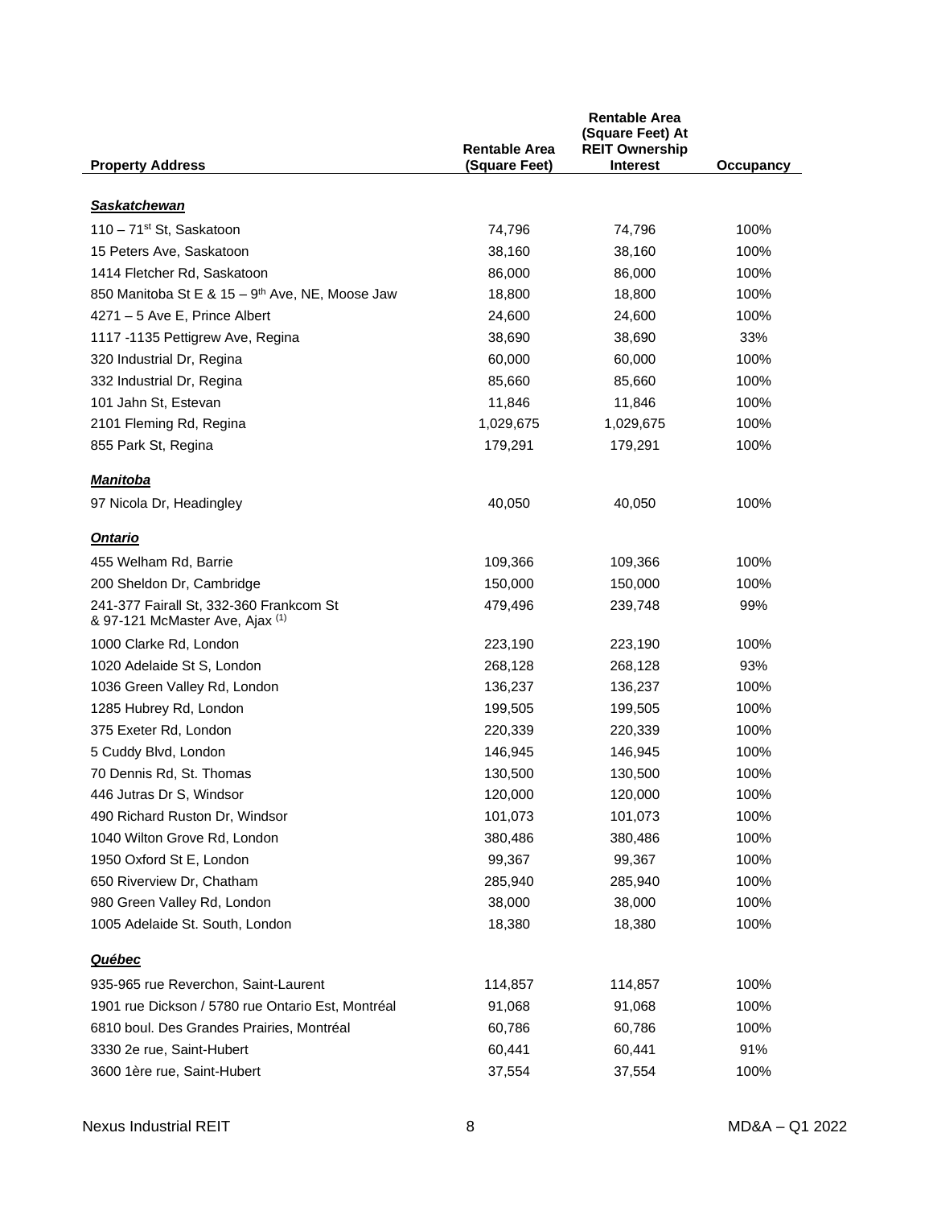| Property Address | Rentable Area (Square Feet) | Rentable Area (Square Feet) At REIT Ownership Interest | Occupancy |
|---|---|---|---|
| ***Saskatchewan*** | | | |
| 110 – 71st St, Saskatoon | 74,796 | 74,796 | 100% |
| 15 Peters Ave, Saskatoon | 38,160 | 38,160 | 100% |
| 1414 Fletcher Rd, Saskatoon | 86,000 | 86,000 | 100% |
| 850 Manitoba St E & 15 – 9th Ave, NE, Moose Jaw | 18,800 | 18,800 | 100% |
| 4271 – 5 Ave E, Prince Albert | 24,600 | 24,600 | 100% |
| 1117 -1135 Pettigrew Ave, Regina | 38,690 | 38,690 | 33% |
| 320 Industrial Dr, Regina | 60,000 | 60,000 | 100% |
| 332 Industrial Dr, Regina | 85,660 | 85,660 | 100% |
| 101 Jahn St, Estevan | 11,846 | 11,846 | 100% |
| 2101 Fleming Rd, Regina | 1,029,675 | 1,029,675 | 100% |
| 855 Park St, Regina | 179,291 | 179,291 | 100% |
| ***Manitoba*** | | | |
| 97 Nicola Dr, Headingley | 40,050 | 40,050 | 100% |
| ***Ontario*** | | | |
| 455 Welham Rd, Barrie | 109,366 | 109,366 | 100% |
| 200 Sheldon Dr, Cambridge | 150,000 | 150,000 | 100% |
| 241-377 Fairall St, 332-360 Frankcom St & 97-121 McMaster Ave, Ajax (1) | 479,496 | 239,748 | 99% |
| 1000 Clarke Rd, London | 223,190 | 223,190 | 100% |
| 1020 Adelaide St S, London | 268,128 | 268,128 | 93% |
| 1036 Green Valley Rd, London | 136,237 | 136,237 | 100% |
| 1285 Hubrey Rd, London | 199,505 | 199,505 | 100% |
| 375 Exeter Rd, London | 220,339 | 220,339 | 100% |
| 5 Cuddy Blvd, London | 146,945 | 146,945 | 100% |
| 70 Dennis Rd, St. Thomas | 130,500 | 130,500 | 100% |
| 446 Jutras Dr S, Windsor | 120,000 | 120,000 | 100% |
| 490 Richard Ruston Dr, Windsor | 101,073 | 101,073 | 100% |
| 1040 Wilton Grove Rd, London | 380,486 | 380,486 | 100% |
| 1950 Oxford St E, London | 99,367 | 99,367 | 100% |
| 650 Riverview Dr, Chatham | 285,940 | 285,940 | 100% |
| 980 Green Valley Rd, London | 38,000 | 38,000 | 100% |
| 1005 Adelaide St. South, London | 18,380 | 18,380 | 100% |
| ***Québec*** | | | |
| 935-965 rue Reverchon, Saint-Laurent | 114,857 | 114,857 | 100% |
| 1901 rue Dickson / 5780 rue Ontario Est, Montréal | 91,068 | 91,068 | 100% |
| 6810 boul. Des Grandes Prairies, Montréal | 60,786 | 60,786 | 100% |
| 3330 2e rue, Saint-Hubert | 60,441 | 60,441 | 91% |
| 3600 1ère rue, Saint-Hubert | 37,554 | 37,554 | 100% |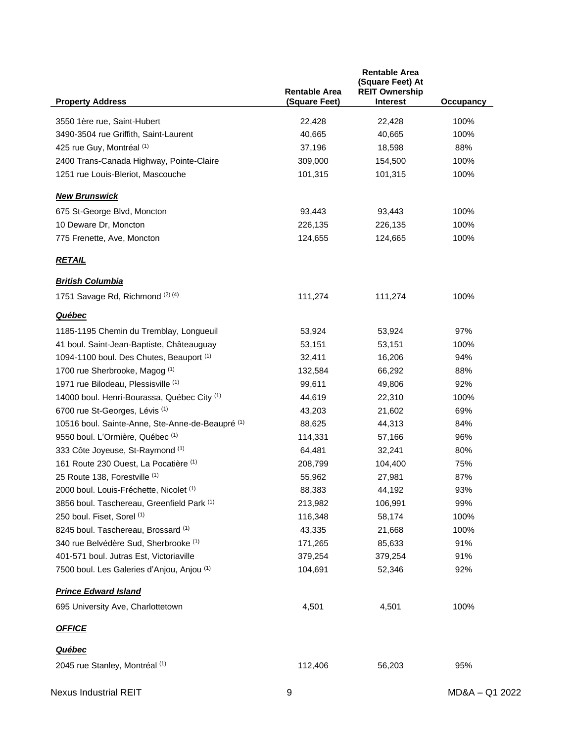| Property Address | Rentable Area (Square Feet) | Rentable Area (Square Feet) At REIT Ownership Interest | Occupancy |
|---|---|---|---|
| 3550 1ère rue, Saint-Hubert | 22,428 | 22,428 | 100% |
| 3490-3504 rue Griffith, Saint-Laurent | 40,665 | 40,665 | 100% |
| 425 rue Guy, Montréal [(1)] | 37,196 | 18,598 | 88% |
| 2400 Trans-Canada Highway, Pointe-Claire | 309,000 | 154,500 | 100% |
| 1251 rue Louis-Bleriot, Mascouche | 101,315 | 101,315 | 100% |
| ***New Brunswick*** | | | |
| 675 St-George Blvd, Moncton | 93,443 | 93,443 | 100% |
| 10 Deware Dr, Moncton | 226,135 | 226,135 | 100% |
| 775 Frenette, Ave, Moncton | 124,655 | 124,665 | 100% |
| ***RETAIL*** | | | |
| ***British Columbia*** | | | |
| 1751 Savage Rd, Richmond [(2) (4)] | 111,274 | 111,274 | 100% |
| ***Québec*** | | | |
| 1185-1195 Chemin du Tremblay, Longueuil | 53,924 | 53,924 | 97% |
| 41 boul. Saint-Jean-Baptiste, Châteauguay | 53,151 | 53,151 | 100% |
| 1094-1100 boul. Des Chutes, Beauport [(1)] | 32,411 | 16,206 | 94% |
| 1700 rue Sherbrooke, Magog [(1)] | 132,584 | 66,292 | 88% |
| 1971 rue Bilodeau, Plessisville [(1)] | 99,611 | 49,806 | 92% |
| 14000 boul. Henri-Bourassa, Québec City [(1)] | 44,619 | 22,310 | 100% |
| 6700 rue St-Georges, Lévis [(1)] | 43,203 | 21,602 | 69% |
| 10516 boul. Sainte-Anne, Ste-Anne-de-Beaupré [(1)] | 88,625 | 44,313 | 84% |
| 9550 boul. L'Ormière, Québec [(1)] | 114,331 | 57,166 | 96% |
| 333 Côte Joyeuse, St-Raymond [(1)] | 64,481 | 32,241 | 80% |
| 161 Route 230 Ouest, La Pocatière [(1)] | 208,799 | 104,400 | 75% |
| 25 Route 138, Forestville [(1)] | 55,962 | 27,981 | 87% |
| 2000 boul. Louis-Fréchette, Nicolet [(1)] | 88,383 | 44,192 | 93% |
| 3856 boul. Taschereau, Greenfield Park [(1)] | 213,982 | 106,991 | 99% |
| 250 boul. Fiset, Sorel [(1)] | 116,348 | 58,174 | 100% |
| 8245 boul. Taschereau, Brossard [(1)] | 43,335 | 21,668 | 100% |
| 340 rue Belvédère Sud, Sherbrooke [(1)] | 171,265 | 85,633 | 91% |
| 401-571 boul. Jutras Est, Victoriaville | 379,254 | 379,254 | 91% |
| 7500 boul. Les Galeries d'Anjou, Anjou [(1)] | 104,691 | 52,346 | 92% |
| ***Prince Edward Island*** | | | |
| 695 University Ave, Charlottetown | 4,501 | 4,501 | 100% |
| ***OFFICE*** | | | |
| ***Québec*** | | | |
| 2045 rue Stanley, Montréal [(1)] | 112,406 | 56,203 | 95% |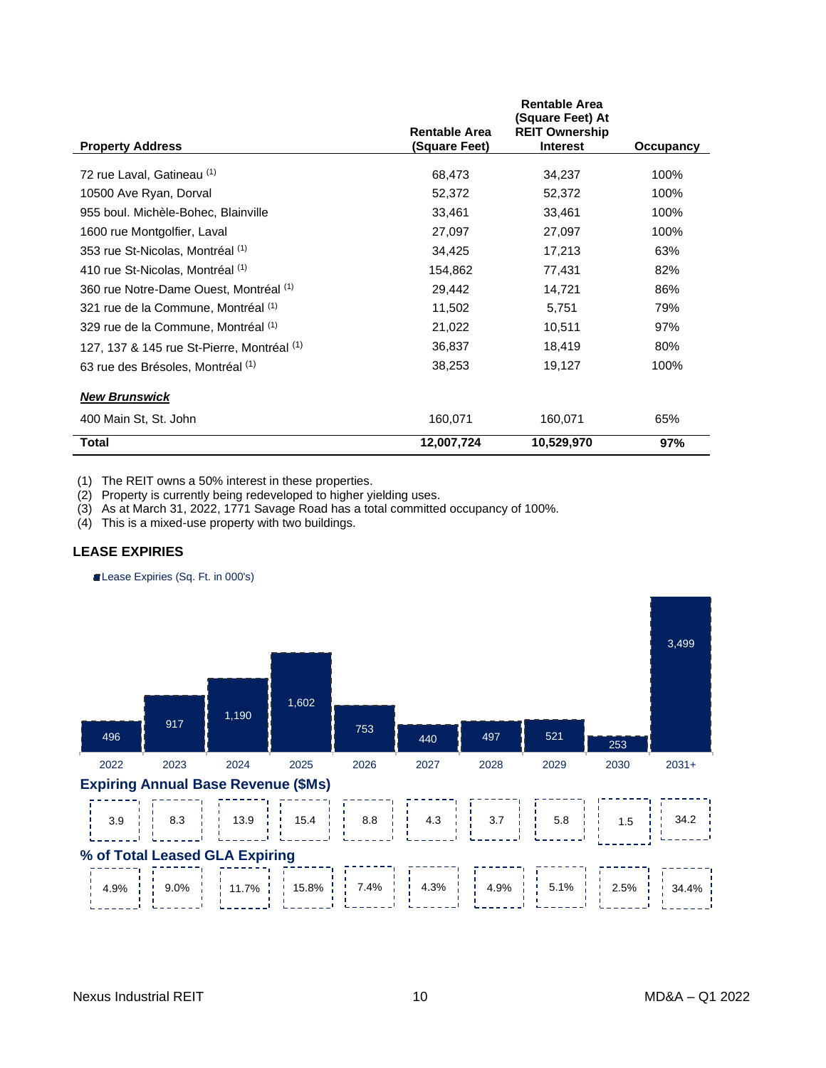| Property Address | Rentable Area (Square Feet) | Rentable Area (Square Feet) At REIT Ownership Interest | Occupancy |
|---|---|---|---|
| 72 rue Laval, Gatineau (1) | 68,473 | 34,237 | 100% |
| 10500 Ave Ryan, Dorval | 52,372 | 52,372 | 100% |
| 955 boul. Michèle-Bohec, Blainville | 33,461 | 33,461 | 100% |
| 1600 rue Montgolfier, Laval | 27,097 | 27,097 | 100% |
| 353 rue St-Nicolas, Montréal (1) | 34,425 | 17,213 | 63% |
| 410 rue St-Nicolas, Montréal (1) | 154,862 | 77,431 | 82% |
| 360 rue Notre-Dame Ouest, Montréal (1) | 29,442 | 14,721 | 86% |
| 321 rue de la Commune, Montréal (1) | 11,502 | 5,751 | 79% |
| 329 rue de la Commune, Montréal (1) | 21,022 | 10,511 | 97% |
| 127, 137 & 145 rue St-Pierre, Montréal (1) | 36,837 | 18,419 | 80% |
| 63 rue des Brésoles, Montréal (1) | 38,253 | 19,127 | 100% |
| ***New Brunswick*** | | | |
| 400 Main St, St. John | 160,071 | 160,071 | 65% |
| **Total** | **12,007,724** | **10,529,970** | **97%** |

(1) The REIT owns a 50% interest in these properties.
(2) Property is currently being redeveloped to higher yielding uses.
(3) As at March 31, 2022, 1771 Savage Road has a total committed occupancy of 100%.
(4) This is a mixed-use property with two buildings.

## LEASE EXPIRIES

Lease Expiries (Sq. Ft. in 000's)

| | 2022 | 2023 | 2024 | 2025 | 2026 | 2027 | 2028 | 2029 | 2030 | 2031+ |
|---|---|---|---|---|---|---|---|---|---|---|
| Lease Expiries (Sq. Ft. in 000's) | 496 | 917 | 1,190 | 1,602 | 753 | 440 | 497 | 521 | 253 | 3,499 |
| **Expiring Annual Base Revenue ($Ms)** | 3.9 | 8.3 | 13.9 | 15.4 | 8.8 | 4.3 | 3.7 | 5.8 | 1.5 | 34.2 |
| **% of Total Leased GLA Expiring** | 4.9% | 9.0% | 11.7% | 15.8% | 7.4% | 4.3% | 4.9% | 5.1% | 2.5% | 34.4% |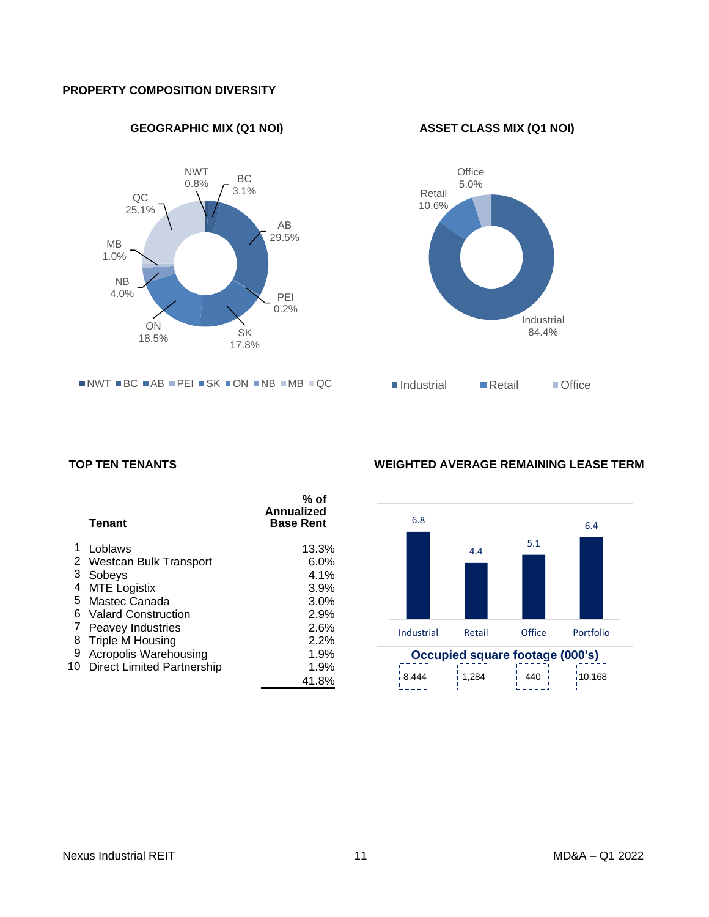## PROPERTY COMPOSITION DIVERSITY

### GEOGRAPHIC MIX (Q1 NOI)

| Region | % |
|---|---|
| NWT | 0.8% |
| BC | 3.1% |
| AB | 29.5% |
| PEI | 0.2% |
| SK | 17.8% |
| ON | 18.5% |
| NB | 4.0% |
| MB | 1.0% |
| QC | 25.1% |

### ASSET CLASS MIX (Q1 NOI)

| Asset Class | % |
|---|---|
| Industrial | 84.4% |
| Retail | 10.6% |
| Office | 5.0% |

## TOP TEN TENANTS

| | Tenant | % of Annualized Base Rent |
|---|---|---|
| 1 | Loblaws | 13.3% |
| 2 | Westcan Bulk Transport | 6.0% |
| 3 | Sobeys | 4.1% |
| 4 | MTE Logistix | 3.9% |
| 5 | Mastec Canada | 3.0% |
| 6 | Valard Construction | 2.9% |
| 7 | Peavey Industries | 2.6% |
| 8 | Triple M Housing | 2.2% |
| 9 | Acropolis Warehousing | 1.9% |
| 10 | Direct Limited Partnership | 1.9% |
| | | 41.8% |

## WEIGHTED AVERAGE REMAINING LEASE TERM

| | Industrial | Retail | Office | Portfolio |
|---|---|---|---|---|
| Weighted average remaining lease term | 6.8 | 4.4 | 5.1 | 6.4 |
| Occupied square footage (000's) | 8,444 | 1,284 | 440 | 10,168 |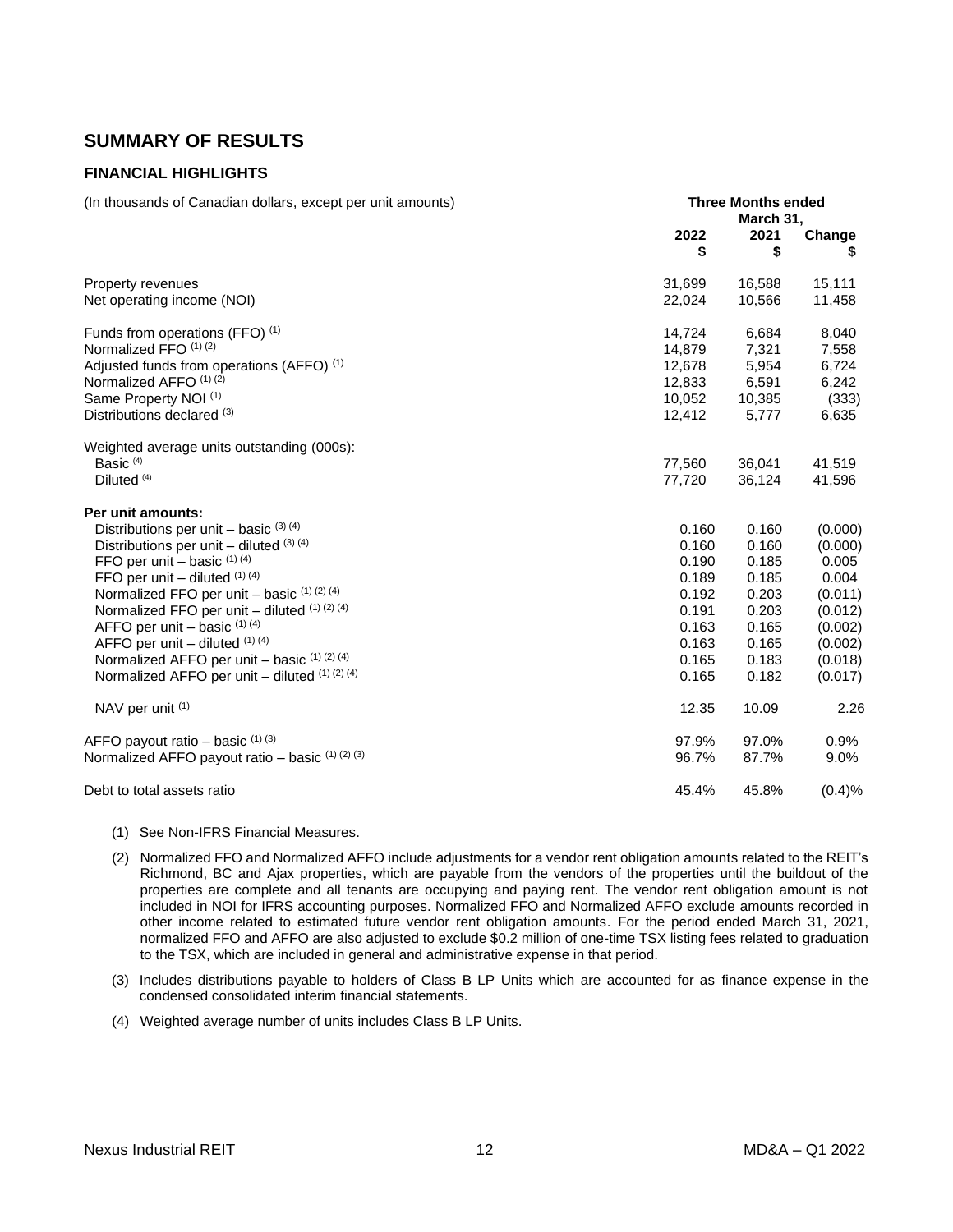## SUMMARY OF RESULTS

### FINANCIAL HIGHLIGHTS

| (In thousands of Canadian dollars, except per unit amounts) | Three Months ended March 31, | | |
|---|---|---|---|
| | 2022 $ | 2021 $ | Change $ |
| Property revenues | 31,699 | 16,588 | 15,111 |
| Net operating income (NOI) | 22,024 | 10,566 | 11,458 |
| Funds from operations (FFO) [(1)] | 14,724 | 6,684 | 8,040 |
| Normalized FFO [(1) (2)] | 14,879 | 7,321 | 7,558 |
| Adjusted funds from operations (AFFO) [(1)] | 12,678 | 5,954 | 6,724 |
| Normalized AFFO [(1) (2)] | 12,833 | 6,591 | 6,242 |
| Same Property NOI [(1)] | 10,052 | 10,385 | (333) |
| Distributions declared [(3)] | 12,412 | 5,777 | 6,635 |
| Weighted average units outstanding (000s): | | | |
| Basic [(4)] | 77,560 | 36,041 | 41,519 |
| Diluted [(4)] | 77,720 | 36,124 | 41,596 |
| **Per unit amounts:** | | | |
| Distributions per unit – basic [(3) (4)] | 0.160 | 0.160 | (0.000) |
| Distributions per unit – diluted [(3) (4)] | 0.160 | 0.160 | (0.000) |
| FFO per unit – basic [(1) (4)] | 0.190 | 0.185 | 0.005 |
| FFO per unit – diluted [(1) (4)] | 0.189 | 0.185 | 0.004 |
| Normalized FFO per unit – basic [(1) (2) (4)] | 0.192 | 0.203 | (0.011) |
| Normalized FFO per unit – diluted [(1) (2) (4)] | 0.191 | 0.203 | (0.012) |
| AFFO per unit – basic [(1) (4)] | 0.163 | 0.165 | (0.002) |
| AFFO per unit – diluted [(1) (4)] | 0.163 | 0.165 | (0.002) |
| Normalized AFFO per unit – basic [(1) (2) (4)] | 0.165 | 0.183 | (0.018) |
| Normalized AFFO per unit – diluted [(1) (2) (4)] | 0.165 | 0.182 | (0.017) |
| NAV per unit [(1)] | 12.35 | 10.09 | 2.26 |
| AFFO payout ratio – basic [(1) (3)] | 97.9% | 97.0% | 0.9% |
| Normalized AFFO payout ratio – basic [(1) (2) (3)] | 96.7% | 87.7% | 9.0% |
| Debt to total assets ratio | 45.4% | 45.8% | (0.4)% |

(1) See Non-IFRS Financial Measures.

(2) Normalized FFO and Normalized AFFO include adjustments for a vendor rent obligation amounts related to the REIT's Richmond, BC and Ajax properties, which are payable from the vendors of the properties until the buildout of the properties are complete and all tenants are occupying and paying rent. The vendor rent obligation amount is not included in NOI for IFRS accounting purposes. Normalized FFO and Normalized AFFO exclude amounts recorded in other income related to estimated future vendor rent obligation amounts. For the period ended March 31, 2021, normalized FFO and AFFO are also adjusted to exclude $0.2 million of one-time TSX listing fees related to graduation to the TSX, which are included in general and administrative expense in that period.

(3) Includes distributions payable to holders of Class B LP Units which are accounted for as finance expense in the condensed consolidated interim financial statements.

(4) Weighted average number of units includes Class B LP Units.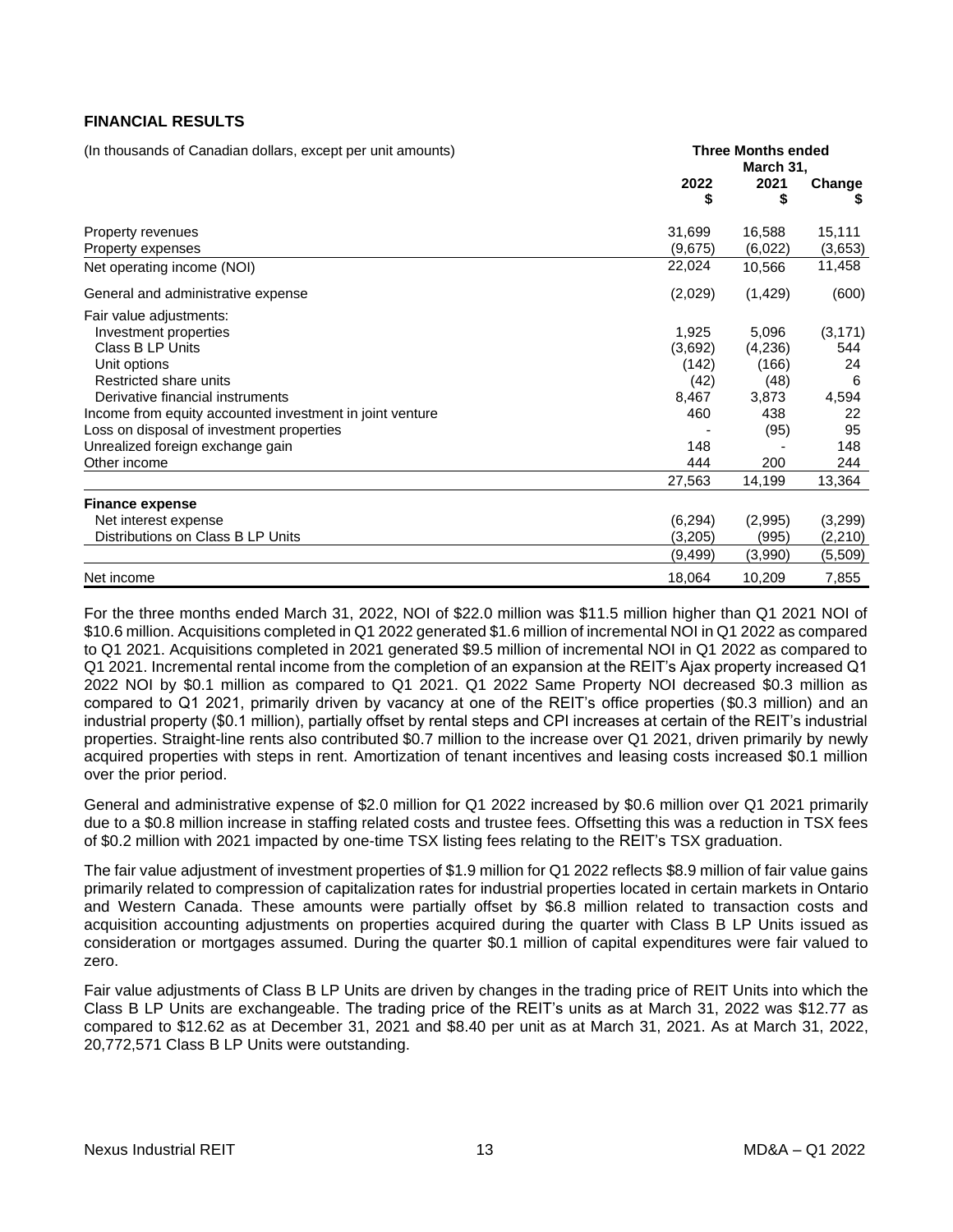## FINANCIAL RESULTS

| (In thousands of Canadian dollars, except per unit amounts) | Three Months ended March 31, | | |
|---|---|---|---|
| | 2022 $ | 2021 $ | Change $ |
| Property revenues | 31,699 | 16,588 | 15,111 |
| Property expenses | (9,675) | (6,022) | (3,653) |
| Net operating income (NOI) | 22,024 | 10,566 | 11,458 |
| General and administrative expense | (2,029) | (1,429) | (600) |
| Fair value adjustments: | | | |
| Investment properties | 1,925 | 5,096 | (3,171) |
| Class B LP Units | (3,692) | (4,236) | 544 |
| Unit options | (142) | (166) | 24 |
| Restricted share units | (42) | (48) | 6 |
| Derivative financial instruments | 8,467 | 3,873 | 4,594 |
| Income from equity accounted investment in joint venture | 460 | 438 | 22 |
| Loss on disposal of investment properties | - | (95) | 95 |
| Unrealized foreign exchange gain | 148 | - | 148 |
| Other income | 444 | 200 | 244 |
| | 27,563 | 14,199 | 13,364 |
| **Finance expense** | | | |
| Net interest expense | (6,294) | (2,995) | (3,299) |
| Distributions on Class B LP Units | (3,205) | (995) | (2,210) |
| | (9,499) | (3,990) | (5,509) |
| Net income | 18,064 | 10,209 | 7,855 |

For the three months ended March 31, 2022, NOI of $22.0 million was $11.5 million higher than Q1 2021 NOI of $10.6 million. Acquisitions completed in Q1 2022 generated $1.6 million of incremental NOI in Q1 2022 as compared to Q1 2021. Acquisitions completed in 2021 generated $9.5 million of incremental NOI in Q1 2022 as compared to Q1 2021. Incremental rental income from the completion of an expansion at the REIT's Ajax property increased Q1 2022 NOI by $0.1 million as compared to Q1 2021. Q1 2022 Same Property NOI decreased $0.3 million as compared to Q1 2021, primarily driven by vacancy at one of the REIT's office properties ($0.3 million) and an industrial property ($0.1 million), partially offset by rental steps and CPI increases at certain of the REIT's industrial properties. Straight-line rents also contributed $0.7 million to the increase over Q1 2021, driven primarily by newly acquired properties with steps in rent. Amortization of tenant incentives and leasing costs increased $0.1 million over the prior period.

General and administrative expense of $2.0 million for Q1 2022 increased by $0.6 million over Q1 2021 primarily due to a $0.8 million increase in staffing related costs and trustee fees. Offsetting this was a reduction in TSX fees of $0.2 million with 2021 impacted by one-time TSX listing fees relating to the REIT's TSX graduation.

The fair value adjustment of investment properties of $1.9 million for Q1 2022 reflects $8.9 million of fair value gains primarily related to compression of capitalization rates for industrial properties located in certain markets in Ontario and Western Canada. These amounts were partially offset by $6.8 million related to transaction costs and acquisition accounting adjustments on properties acquired during the quarter with Class B LP Units issued as consideration or mortgages assumed. During the quarter $0.1 million of capital expenditures were fair valued to zero.

Fair value adjustments of Class B LP Units are driven by changes in the trading price of REIT Units into which the Class B LP Units are exchangeable. The trading price of the REIT's units as at March 31, 2022 was $12.77 as compared to $12.62 as at December 31, 2021 and $8.40 per unit as at March 31, 2021. As at March 31, 2022, 20,772,571 Class B LP Units were outstanding.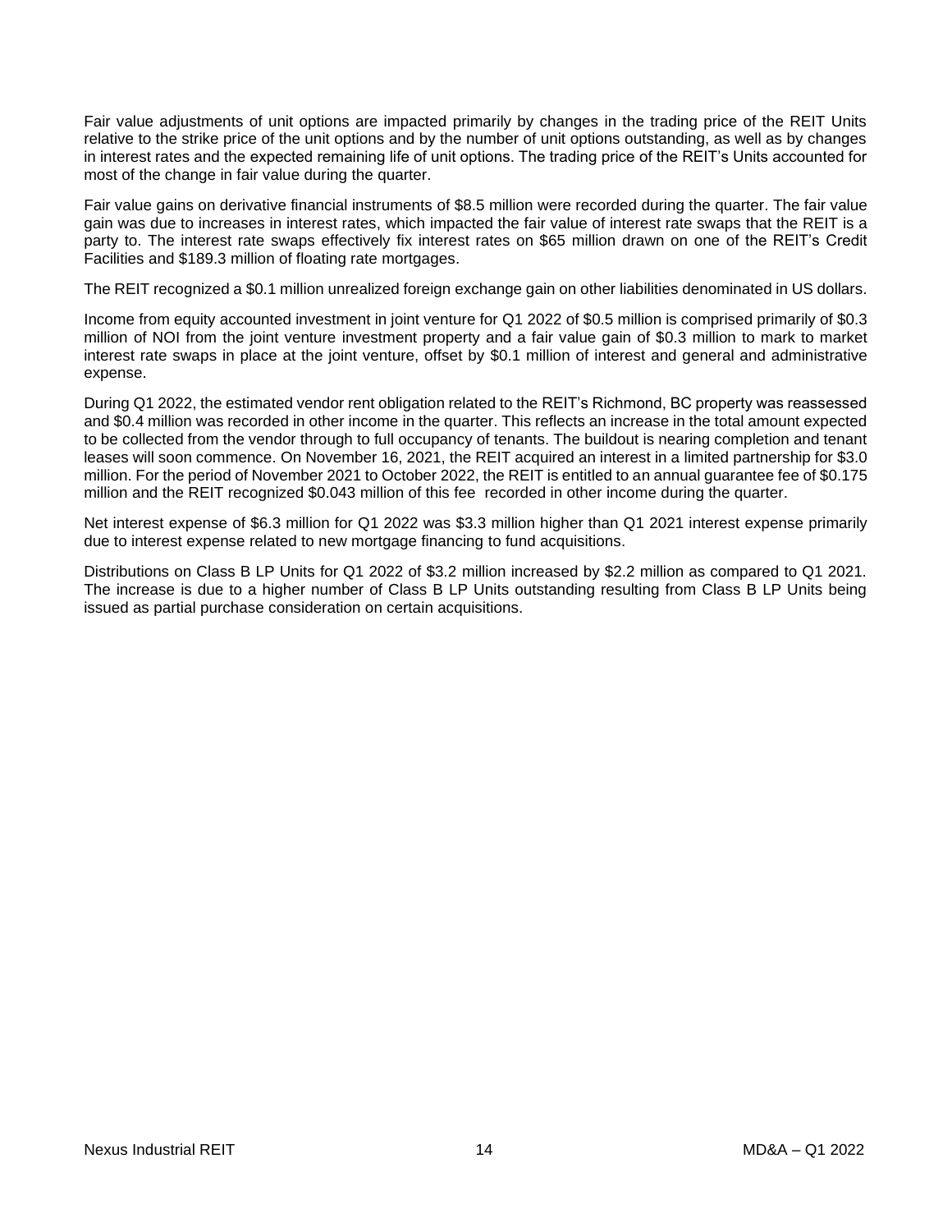Fair value adjustments of unit options are impacted primarily by changes in the trading price of the REIT Units relative to the strike price of the unit options and by the number of unit options outstanding, as well as by changes in interest rates and the expected remaining life of unit options. The trading price of the REIT's Units accounted for most of the change in fair value during the quarter.

Fair value gains on derivative financial instruments of $8.5 million were recorded during the quarter. The fair value gain was due to increases in interest rates, which impacted the fair value of interest rate swaps that the REIT is a party to. The interest rate swaps effectively fix interest rates on $65 million drawn on one of the REIT's Credit Facilities and $189.3 million of floating rate mortgages.

The REIT recognized a $0.1 million unrealized foreign exchange gain on other liabilities denominated in US dollars.

Income from equity accounted investment in joint venture for Q1 2022 of $0.5 million is comprised primarily of $0.3 million of NOI from the joint venture investment property and a fair value gain of $0.3 million to mark to market interest rate swaps in place at the joint venture, offset by $0.1 million of interest and general and administrative expense.

During Q1 2022, the estimated vendor rent obligation related to the REIT's Richmond, BC property was reassessed and $0.4 million was recorded in other income in the quarter. This reflects an increase in the total amount expected to be collected from the vendor through to full occupancy of tenants. The buildout is nearing completion and tenant leases will soon commence. On November 16, 2021, the REIT acquired an interest in a limited partnership for $3.0 million. For the period of November 2021 to October 2022, the REIT is entitled to an annual guarantee fee of $0.175 million and the REIT recognized $0.043 million of this fee recorded in other income during the quarter.

Net interest expense of $6.3 million for Q1 2022 was $3.3 million higher than Q1 2021 interest expense primarily due to interest expense related to new mortgage financing to fund acquisitions.

Distributions on Class B LP Units for Q1 2022 of $3.2 million increased by $2.2 million as compared to Q1 2021. The increase is due to a higher number of Class B LP Units outstanding resulting from Class B LP Units being issued as partial purchase consideration on certain acquisitions.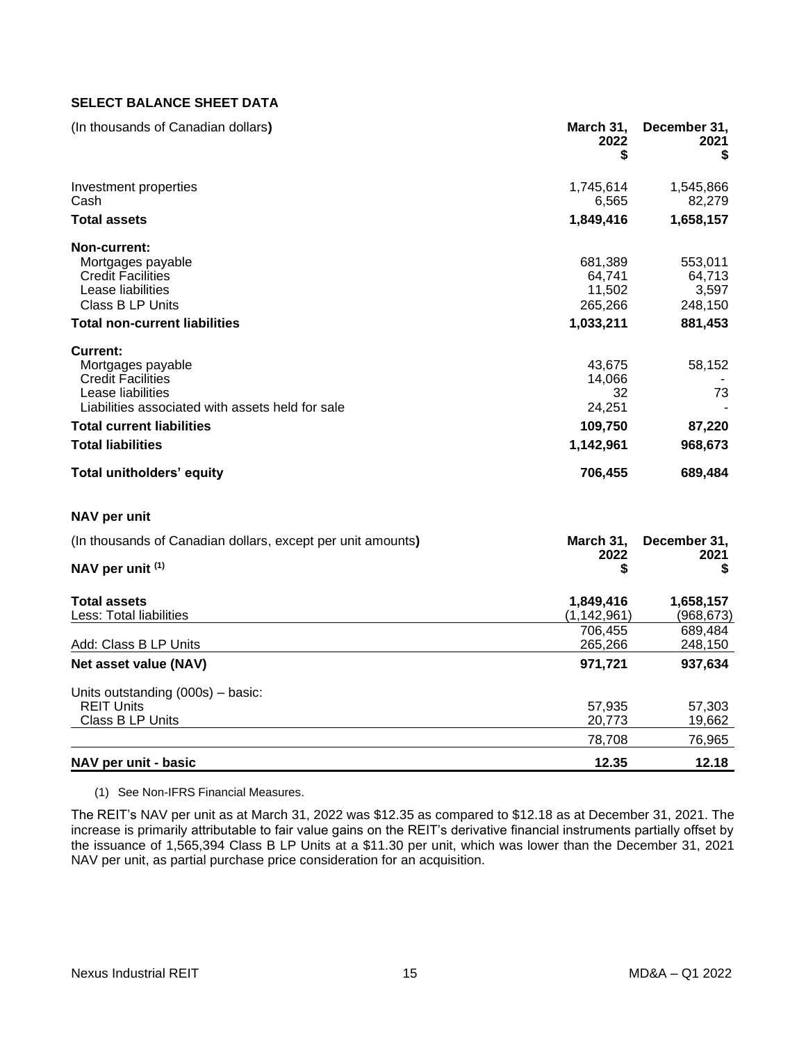## SELECT BALANCE SHEET DATA

| (In thousands of Canadian dollars) | March 31, 2022 $ | December 31, 2021 $ |
|---|---|---|
| Investment properties | 1,745,614 | 1,545,866 |
| Cash | 6,565 | 82,279 |
| **Total assets** | **1,849,416** | **1,658,157** |
| **Non-current:** | | |
| Mortgages payable | 681,389 | 553,011 |
| Credit Facilities | 64,741 | 64,713 |
| Lease liabilities | 11,502 | 3,597 |
| Class B LP Units | 265,266 | 248,150 |
| **Total non-current liabilities** | **1,033,211** | **881,453** |
| **Current:** | | |
| Mortgages payable | 43,675 | 58,152 |
| Credit Facilities | 14,066 | - |
| Lease liabilities | 32 | 73 |
| Liabilities associated with assets held for sale | 24,251 | - |
| **Total current liabilities** | **109,750** | **87,220** |
| **Total liabilities** | **1,142,961** | **968,673** |
| **Total unitholders' equity** | **706,455** | **689,484** |

## NAV per unit

| (In thousands of Canadian dollars, except per unit amounts) **NAV per unit** [(1)] | March 31, 2022 $ | December 31, 2021 $ |
|---|---|---|
| **Total assets** | **1,849,416** | **1,658,157** |
| Less: Total liabilities | (1,142,961) | (968,673) |
| | 706,455 | 689,484 |
| Add: Class B LP Units | 265,266 | 248,150 |
| **Net asset value (NAV)** | **971,721** | **937,634** |
| Units outstanding (000s) – basic: | | |
| REIT Units | 57,935 | 57,303 |
| Class B LP Units | 20,773 | 19,662 |
| | 78,708 | 76,965 |
| **NAV per unit - basic** | **12.35** | **12.18** |

(1) See Non-IFRS Financial Measures.

The REIT's NAV per unit as at March 31, 2022 was $12.35 as compared to $12.18 as at December 31, 2021. The increase is primarily attributable to fair value gains on the REIT's derivative financial instruments partially offset by the issuance of 1,565,394 Class B LP Units at a $11.30 per unit, which was lower than the December 31, 2021 NAV per unit, as partial purchase price consideration for an acquisition.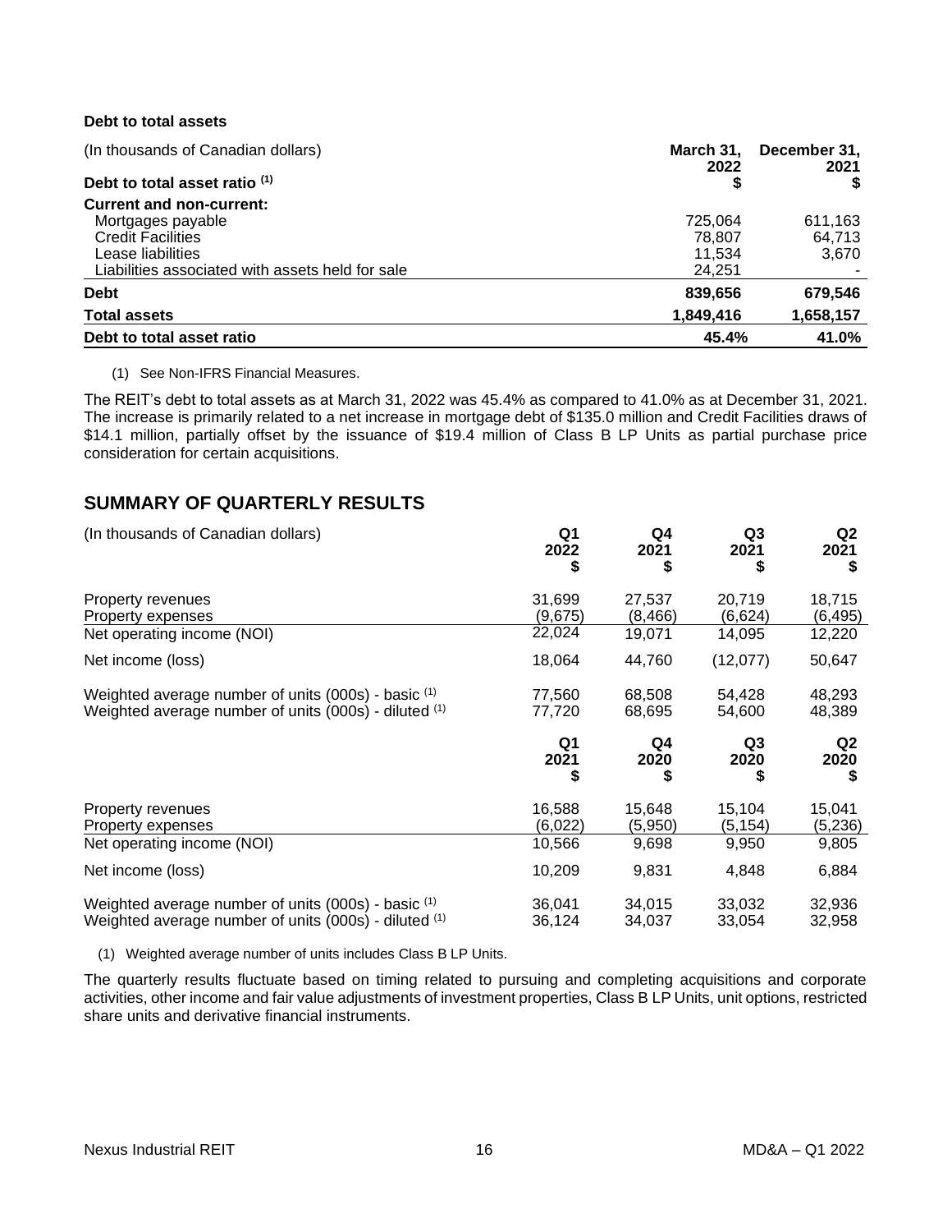**Debt to total assets**

| (In thousands of Canadian dollars) | March 31, 2022 | December 31, 2021 |
|---|---|---|
| **Debt to total asset ratio** [(1)] | **$** | **$** |
| **Current and non-current:** | | |
| Mortgages payable | 725,064 | 611,163 |
| Credit Facilities | 78,807 | 64,713 |
| Lease liabilities | 11,534 | 3,670 |
| Liabilities associated with assets held for sale | 24,251 | - |
| **Debt** | **839,656** | **679,546** |
| **Total assets** | **1,849,416** | **1,658,157** |
| **Debt to total asset ratio** | **45.4%** | **41.0%** |

(1) See Non-IFRS Financial Measures.

The REIT's debt to total assets as at March 31, 2022 was 45.4% as compared to 41.0% as at December 31, 2021. The increase is primarily related to a net increase in mortgage debt of $135.0 million and Credit Facilities draws of $14.1 million, partially offset by the issuance of $19.4 million of Class B LP Units as partial purchase price consideration for certain acquisitions.

## SUMMARY OF QUARTERLY RESULTS

| (In thousands of Canadian dollars) | Q1 2022 $ | Q4 2021 $ | Q3 2021 $ | Q2 2021 $ |
|---|---|---|---|---|
| Property revenues | 31,699 | 27,537 | 20,719 | 18,715 |
| Property expenses | (9,675) | (8,466) | (6,624) | (6,495) |
| Net operating income (NOI) | 22,024 | 19,071 | 14,095 | 12,220 |
| Net income (loss) | 18,064 | 44,760 | (12,077) | 50,647 |
| Weighted average number of units (000s) - basic [(1)] | 77,560 | 68,508 | 54,428 | 48,293 |
| Weighted average number of units (000s) - diluted [(1)] | 77,720 | 68,695 | 54,600 | 48,389 |
| | **Q1 2021 $** | **Q4 2020 $** | **Q3 2020 $** | **Q2 2020 $** |
| Property revenues | 16,588 | 15,648 | 15,104 | 15,041 |
| Property expenses | (6,022) | (5,950) | (5,154) | (5,236) |
| Net operating income (NOI) | 10,566 | 9,698 | 9,950 | 9,805 |
| Net income (loss) | 10,209 | 9,831 | 4,848 | 6,884 |
| Weighted average number of units (000s) - basic [(1)] | 36,041 | 34,015 | 33,032 | 32,936 |
| Weighted average number of units (000s) - diluted [(1)] | 36,124 | 34,037 | 33,054 | 32,958 |

(1) Weighted average number of units includes Class B LP Units.

The quarterly results fluctuate based on timing related to pursuing and completing acquisitions and corporate activities, other income and fair value adjustments of investment properties, Class B LP Units, unit options, restricted share units and derivative financial instruments.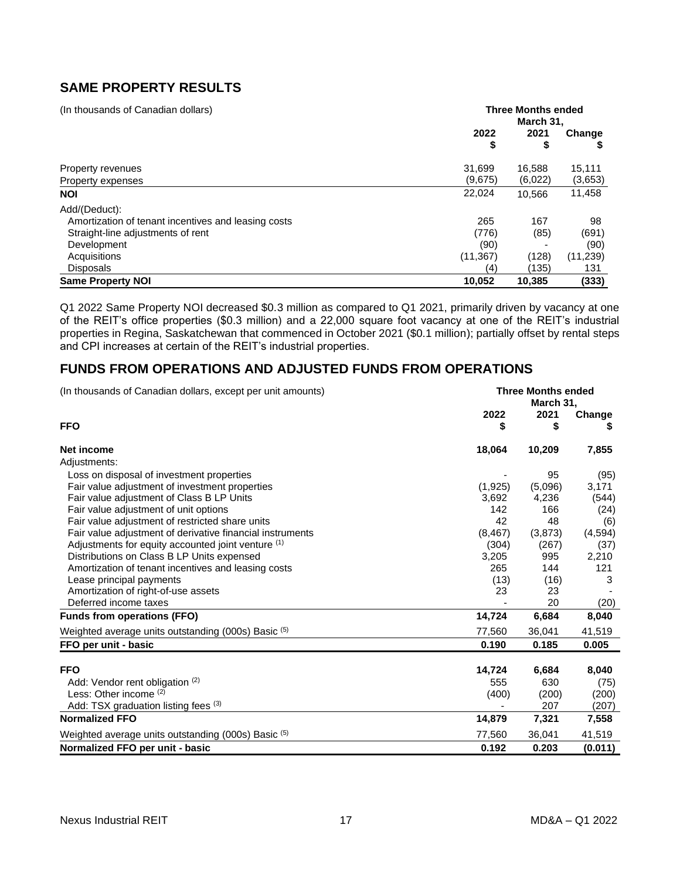## SAME PROPERTY RESULTS

| (In thousands of Canadian dollars) | Three Months ended March 31, | | |
|---|---|---|---|
| | 2022 $ | 2021 $ | Change $ |
| Property revenues | 31,699 | 16,588 | 15,111 |
| Property expenses | (9,675) | (6,022) | (3,653) |
| **NOI** | 22,024 | 10,566 | 11,458 |
| Add/(Deduct): | | | |
| Amortization of tenant incentives and leasing costs | 265 | 167 | 98 |
| Straight-line adjustments of rent | (776) | (85) | (691) |
| Development | (90) | - | (90) |
| Acquisitions | (11,367) | (128) | (11,239) |
| Disposals | (4) | (135) | 131 |
| **Same Property NOI** | **10,052** | **10,385** | **(333)** |

Q1 2022 Same Property NOI decreased $0.3 million as compared to Q1 2021, primarily driven by vacancy at one of the REIT's office properties ($0.3 million) and a 22,000 square foot vacancy at one of the REIT's industrial properties in Regina, Saskatchewan that commenced in October 2021 ($0.1 million); partially offset by rental steps and CPI increases at certain of the REIT's industrial properties.

## FUNDS FROM OPERATIONS AND ADJUSTED FUNDS FROM OPERATIONS

| (In thousands of Canadian dollars, except per unit amounts) | Three Months ended March 31, | | |
|---|---|---|---|
| **FFO** | 2022 $ | 2021 $ | Change $ |
| **Net income** | **18,064** | **10,209** | **7,855** |
| Adjustments: | | | |
| Loss on disposal of investment properties | - | 95 | (95) |
| Fair value adjustment of investment properties | (1,925) | (5,096) | 3,171 |
| Fair value adjustment of Class B LP Units | 3,692 | 4,236 | (544) |
| Fair value adjustment of unit options | 142 | 166 | (24) |
| Fair value adjustment of restricted share units | 42 | 48 | (6) |
| Fair value adjustment of derivative financial instruments | (8,467) | (3,873) | (4,594) |
| Adjustments for equity accounted joint venture (1) | (304) | (267) | (37) |
| Distributions on Class B LP Units expensed | 3,205 | 995 | 2,210 |
| Amortization of tenant incentives and leasing costs | 265 | 144 | 121 |
| Lease principal payments | (13) | (16) | 3 |
| Amortization of right-of-use assets | 23 | 23 | - |
| Deferred income taxes | - | 20 | (20) |
| **Funds from operations (FFO)** | **14,724** | **6,684** | **8,040** |
| Weighted average units outstanding (000s) Basic (5) | 77,560 | 36,041 | 41,519 |
| **FFO per unit - basic** | **0.190** | **0.185** | **0.005** |
| | | | |
| **FFO** | **14,724** | **6,684** | **8,040** |
| Add: Vendor rent obligation (2) | 555 | 630 | (75) |
| Less: Other income (2) | (400) | (200) | (200) |
| Add: TSX graduation listing fees (3) | - | 207 | (207) |
| **Normalized FFO** | **14,879** | **7,321** | **7,558** |
| Weighted average units outstanding (000s) Basic (5) | 77,560 | 36,041 | 41,519 |
| **Normalized FFO per unit - basic** | **0.192** | **0.203** | **(0.011)** |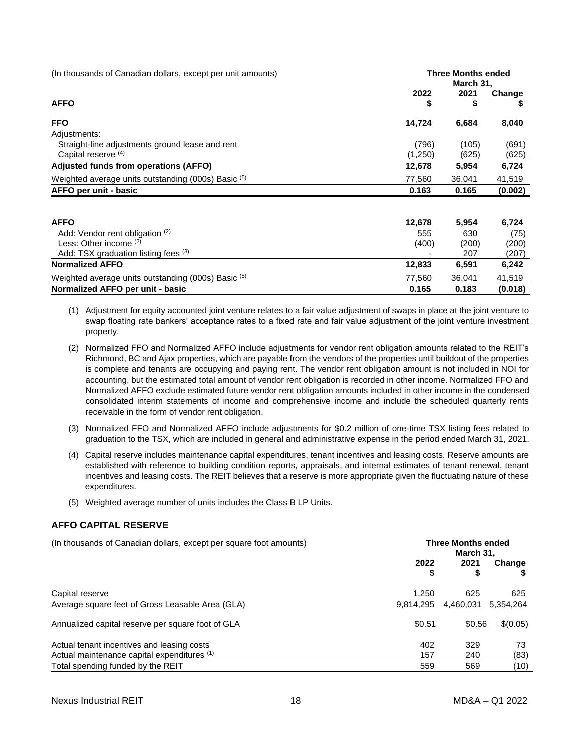| (In thousands of Canadian dollars, except per unit amounts) | Three Months ended March 31, | | |
|---|---|---|---|
| **AFFO** | **2022 $** | **2021 $** | **Change $** |
| **FFO** | **14,724** | **6,684** | **8,040** |
| Adjustments: | | | |
| Straight-line adjustments ground lease and rent | (796) | (105) | (691) |
| Capital reserve [4] | (1,250) | (625) | (625) |
| **Adjusted funds from operations (AFFO)** | **12,678** | **5,954** | **6,724** |
| Weighted average units outstanding (000s) Basic [5] | 77,560 | 36,041 | 41,519 |
| **AFFO per unit - basic** | **0.163** | **0.165** | **(0.002)** |

| | 2022 $ | 2021 $ | Change $ |
|---|---|---|---|
| **AFFO** | **12,678** | **5,954** | **6,724** |
| Add: Vendor rent obligation [2] | 555 | 630 | (75) |
| Less: Other income [2] | (400) | (200) | (200) |
| Add: TSX graduation listing fees [3] | - | 207 | (207) |
| **Normalized AFFO** | **12,833** | **6,591** | **6,242** |
| Weighted average units outstanding (000s) Basic [5] | 77,560 | 36,041 | 41,519 |
| **Normalized AFFO per unit - basic** | **0.165** | **0.183** | **(0.018)** |

(1) Adjustment for equity accounted joint venture relates to a fair value adjustment of swaps in place at the joint venture to swap floating rate bankers' acceptance rates to a fixed rate and fair value adjustment of the joint venture investment property.

(2) Normalized FFO and Normalized AFFO include adjustments for vendor rent obligation amounts related to the REIT's Richmond, BC and Ajax properties, which are payable from the vendors of the properties until buildout of the properties is complete and tenants are occupying and paying rent. The vendor rent obligation amount is not included in NOI for accounting, but the estimated total amount of vendor rent obligation is recorded in other income. Normalized FFO and Normalized AFFO exclude estimated future vendor rent obligation amounts included in other income in the condensed consolidated interim statements of income and comprehensive income and include the scheduled quarterly rents receivable in the form of vendor rent obligation.

(3) Normalized FFO and Normalized AFFO include adjustments for $0.2 million of one-time TSX listing fees related to graduation to the TSX, which are included in general and administrative expense in the period ended March 31, 2021.

(4) Capital reserve includes maintenance capital expenditures, tenant incentives and leasing costs. Reserve amounts are established with reference to building condition reports, appraisals, and internal estimates of tenant renewal, tenant incentives and leasing costs. The REIT believes that a reserve is more appropriate given the fluctuating nature of these expenditures.

(5) Weighted average number of units includes the Class B LP Units.

## AFFO CAPITAL RESERVE

| (In thousands of Canadian dollars, except per square foot amounts) | Three Months ended March 31, | | |
|---|---|---|---|
| | **2022 $** | **2021 $** | **Change $** |
| Capital reserve | 1,250 | 625 | 625 |
| Average square feet of Gross Leasable Area (GLA) | 9,814,295 | 4,460,031 | 5,354,264 |
| Annualized capital reserve per square foot of GLA | $0.51 | $0.56 | $(0.05) |
| Actual tenant incentives and leasing costs | 402 | 329 | 73 |
| Actual maintenance capital expenditures [1] | 157 | 240 | (83) |
| Total spending funded by the REIT | 559 | 569 | (10) |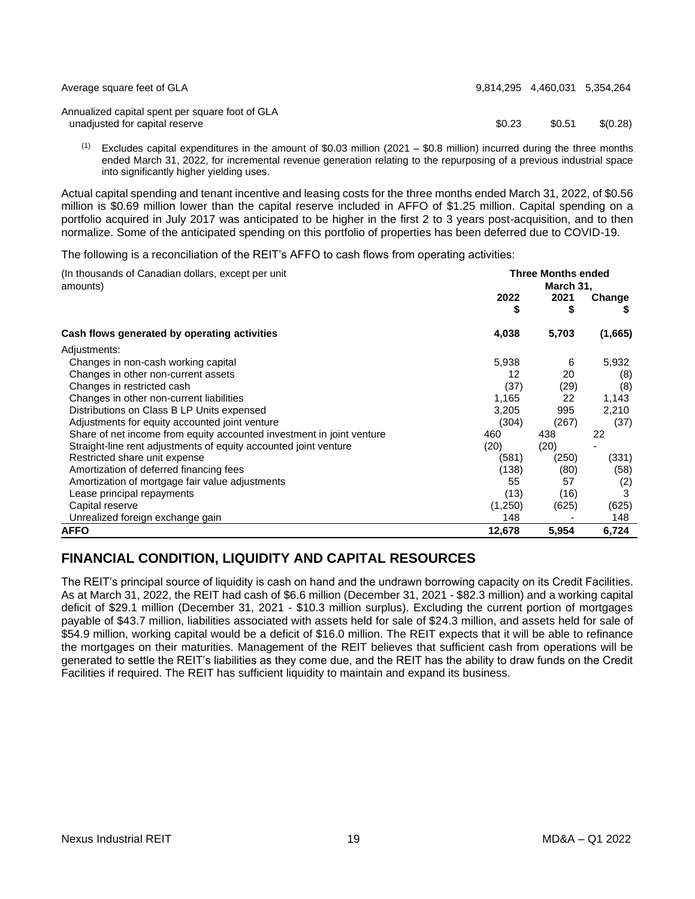| | | | |
|---|---|---|---|
| Average square feet of GLA | 9,814,295 | 4,460,031 | 5,354,264 |
| Annualized capital spent per square foot of GLA unadjusted for capital reserve | $0.23 | $0.51 | $(0.28) |

(1) Excludes capital expenditures in the amount of $0.03 million (2021 – $0.8 million) incurred during the three months ended March 31, 2022, for incremental revenue generation relating to the repurposing of a previous industrial space into significantly higher yielding uses.

Actual capital spending and tenant incentive and leasing costs for the three months ended March 31, 2022, of $0.56 million is $0.69 million lower than the capital reserve included in AFFO of $1.25 million. Capital spending on a portfolio acquired in July 2017 was anticipated to be higher in the first 2 to 3 years post-acquisition, and to then normalize. Some of the anticipated spending on this portfolio of properties has been deferred due to COVID-19.

The following is a reconciliation of the REIT's AFFO to cash flows from operating activities:

| (In thousands of Canadian dollars, except per unit amounts) | Three Months ended March 31, | | |
|---|---|---|---|
| | 2022 $ | 2021 $ | Change $ |
| **Cash flows generated by operating activities** | **4,038** | **5,703** | **(1,665)** |
| Adjustments: | | | |
| Changes in non-cash working capital | 5,938 | 6 | 5,932 |
| Changes in other non-current assets | 12 | 20 | (8) |
| Changes in restricted cash | (37) | (29) | (8) |
| Changes in other non-current liabilities | 1,165 | 22 | 1,143 |
| Distributions on Class B LP Units expensed | 3,205 | 995 | 2,210 |
| Adjustments for equity accounted joint venture | (304) | (267) | (37) |
| Share of net income from equity accounted investment in joint venture | 460 | 438 | 22 |
| Straight-line rent adjustments of equity accounted joint venture | (20) | (20) | - |
| Restricted share unit expense | (581) | (250) | (331) |
| Amortization of deferred financing fees | (138) | (80) | (58) |
| Amortization of mortgage fair value adjustments | 55 | 57 | (2) |
| Lease principal repayments | (13) | (16) | 3 |
| Capital reserve | (1,250) | (625) | (625) |
| Unrealized foreign exchange gain | 148 | - | 148 |
| **AFFO** | **12,678** | **5,954** | **6,724** |

## FINANCIAL CONDITION, LIQUIDITY AND CAPITAL RESOURCES

The REIT's principal source of liquidity is cash on hand and the undrawn borrowing capacity on its Credit Facilities. As at March 31, 2022, the REIT had cash of $6.6 million (December 31, 2021 - $82.3 million) and a working capital deficit of $29.1 million (December 31, 2021 - $10.3 million surplus). Excluding the current portion of mortgages payable of $43.7 million, liabilities associated with assets held for sale of $24.3 million, and assets held for sale of $54.9 million, working capital would be a deficit of $16.0 million. The REIT expects that it will be able to refinance the mortgages on their maturities. Management of the REIT believes that sufficient cash from operations will be generated to settle the REIT's liabilities as they come due, and the REIT has the ability to draw funds on the Credit Facilities if required. The REIT has sufficient liquidity to maintain and expand its business.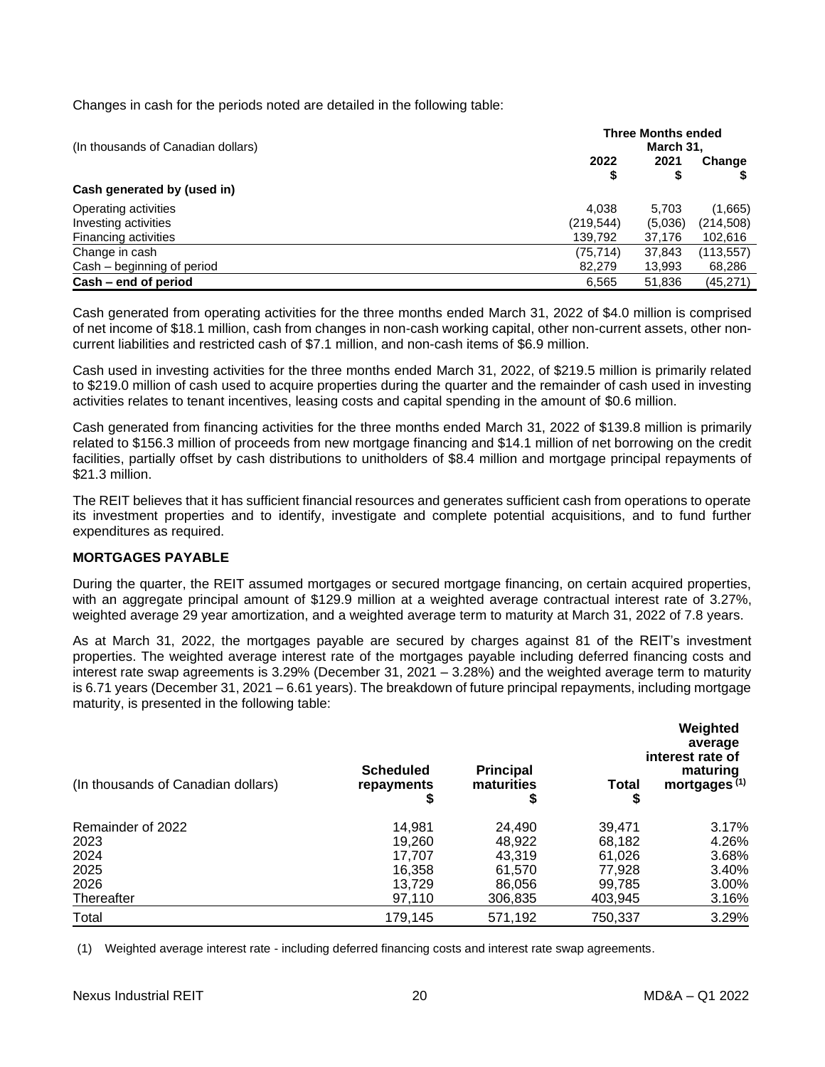Changes in cash for the periods noted are detailed in the following table:

| (In thousands of Canadian dollars) | Three Months ended March 31, | | |
|---|---|---|---|
| | 2022<br>$ | 2021<br>$ | Change<br>$ |
| **Cash generated by (used in)** | | | |
| Operating activities | 4,038 | 5,703 | (1,665) |
| Investing activities | (219,544) | (5,036) | (214,508) |
| Financing activities | 139,792 | 37,176 | 102,616 |
| Change in cash | (75,714) | 37,843 | (113,557) |
| Cash – beginning of period | 82,279 | 13,993 | 68,286 |
| **Cash – end of period** | 6,565 | 51,836 | (45,271) |

Cash generated from operating activities for the three months ended March 31, 2022 of $4.0 million is comprised of net income of $18.1 million, cash from changes in non-cash working capital, other non-current assets, other non-current liabilities and restricted cash of $7.1 million, and non-cash items of $6.9 million.

Cash used in investing activities for the three months ended March 31, 2022, of $219.5 million is primarily related to $219.0 million of cash used to acquire properties during the quarter and the remainder of cash used in investing activities relates to tenant incentives, leasing costs and capital spending in the amount of $0.6 million.

Cash generated from financing activities for the three months ended March 31, 2022 of $139.8 million is primarily related to $156.3 million of proceeds from new mortgage financing and $14.1 million of net borrowing on the credit facilities, partially offset by cash distributions to unitholders of $8.4 million and mortgage principal repayments of $21.3 million.

The REIT believes that it has sufficient financial resources and generates sufficient cash from operations to operate its investment properties and to identify, investigate and complete potential acquisitions, and to fund further expenditures as required.

## MORTGAGES PAYABLE

During the quarter, the REIT assumed mortgages or secured mortgage financing, on certain acquired properties, with an aggregate principal amount of $129.9 million at a weighted average contractual interest rate of 3.27%, weighted average 29 year amortization, and a weighted average term to maturity at March 31, 2022 of 7.8 years.

As at March 31, 2022, the mortgages payable are secured by charges against 81 of the REIT's investment properties. The weighted average interest rate of the mortgages payable including deferred financing costs and interest rate swap agreements is 3.29% (December 31, 2021 – 3.28%) and the weighted average term to maturity is 6.71 years (December 31, 2021 – 6.61 years). The breakdown of future principal repayments, including mortgage maturity, is presented in the following table:

| (In thousands of Canadian dollars) | Scheduled repayments<br>$ | Principal maturities<br>$ | Total<br>$ | Weighted average interest rate of maturing mortgages (1) |
|---|---|---|---|---|
| Remainder of 2022 | 14,981 | 24,490 | 39,471 | 3.17% |
| 2023 | 19,260 | 48,922 | 68,182 | 4.26% |
| 2024 | 17,707 | 43,319 | 61,026 | 3.68% |
| 2025 | 16,358 | 61,570 | 77,928 | 3.40% |
| 2026 | 13,729 | 86,056 | 99,785 | 3.00% |
| Thereafter | 97,110 | 306,835 | 403,945 | 3.16% |
| Total | 179,145 | 571,192 | 750,337 | 3.29% |

(1) Weighted average interest rate - including deferred financing costs and interest rate swap agreements.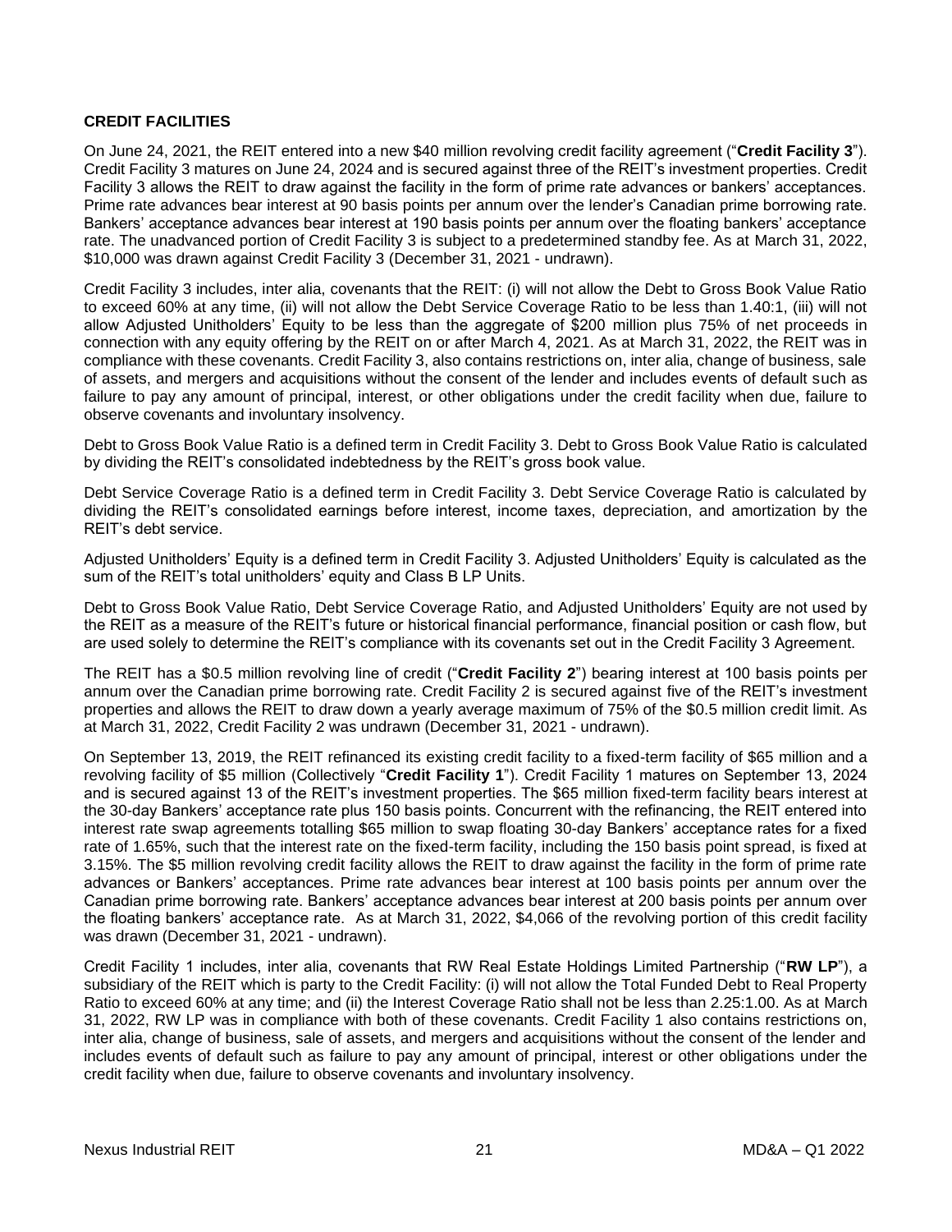## CREDIT FACILITIES

On June 24, 2021, the REIT entered into a new $40 million revolving credit facility agreement ("**Credit Facility 3**"). Credit Facility 3 matures on June 24, 2024 and is secured against three of the REIT's investment properties. Credit Facility 3 allows the REIT to draw against the facility in the form of prime rate advances or bankers' acceptances. Prime rate advances bear interest at 90 basis points per annum over the lender's Canadian prime borrowing rate. Bankers' acceptance advances bear interest at 190 basis points per annum over the floating bankers' acceptance rate. The unadvanced portion of Credit Facility 3 is subject to a predetermined standby fee. As at March 31, 2022, $10,000 was drawn against Credit Facility 3 (December 31, 2021 - undrawn).

Credit Facility 3 includes, inter alia, covenants that the REIT: (i) will not allow the Debt to Gross Book Value Ratio to exceed 60% at any time, (ii) will not allow the Debt Service Coverage Ratio to be less than 1.40:1, (iii) will not allow Adjusted Unitholders' Equity to be less than the aggregate of $200 million plus 75% of net proceeds in connection with any equity offering by the REIT on or after March 4, 2021. As at March 31, 2022, the REIT was in compliance with these covenants. Credit Facility 3, also contains restrictions on, inter alia, change of business, sale of assets, and mergers and acquisitions without the consent of the lender and includes events of default such as failure to pay any amount of principal, interest, or other obligations under the credit facility when due, failure to observe covenants and involuntary insolvency.

Debt to Gross Book Value Ratio is a defined term in Credit Facility 3. Debt to Gross Book Value Ratio is calculated by dividing the REIT's consolidated indebtedness by the REIT's gross book value.

Debt Service Coverage Ratio is a defined term in Credit Facility 3. Debt Service Coverage Ratio is calculated by dividing the REIT's consolidated earnings before interest, income taxes, depreciation, and amortization by the REIT's debt service.

Adjusted Unitholders' Equity is a defined term in Credit Facility 3. Adjusted Unitholders' Equity is calculated as the sum of the REIT's total unitholders' equity and Class B LP Units.

Debt to Gross Book Value Ratio, Debt Service Coverage Ratio, and Adjusted Unitholders' Equity are not used by the REIT as a measure of the REIT's future or historical financial performance, financial position or cash flow, but are used solely to determine the REIT's compliance with its covenants set out in the Credit Facility 3 Agreement.

The REIT has a $0.5 million revolving line of credit ("**Credit Facility 2**") bearing interest at 100 basis points per annum over the Canadian prime borrowing rate. Credit Facility 2 is secured against five of the REIT's investment properties and allows the REIT to draw down a yearly average maximum of 75% of the $0.5 million credit limit. As at March 31, 2022, Credit Facility 2 was undrawn (December 31, 2021 - undrawn).

On September 13, 2019, the REIT refinanced its existing credit facility to a fixed-term facility of $65 million and a revolving facility of $5 million (Collectively "**Credit Facility 1**"). Credit Facility 1 matures on September 13, 2024 and is secured against 13 of the REIT's investment properties. The $65 million fixed-term facility bears interest at the 30-day Bankers' acceptance rate plus 150 basis points. Concurrent with the refinancing, the REIT entered into interest rate swap agreements totalling $65 million to swap floating 30-day Bankers' acceptance rates for a fixed rate of 1.65%, such that the interest rate on the fixed-term facility, including the 150 basis point spread, is fixed at 3.15%. The $5 million revolving credit facility allows the REIT to draw against the facility in the form of prime rate advances or Bankers' acceptances. Prime rate advances bear interest at 100 basis points per annum over the Canadian prime borrowing rate. Bankers' acceptance advances bear interest at 200 basis points per annum over the floating bankers' acceptance rate. As at March 31, 2022, $4,066 of the revolving portion of this credit facility was drawn (December 31, 2021 - undrawn).

Credit Facility 1 includes, inter alia, covenants that RW Real Estate Holdings Limited Partnership ("**RW LP**"), a subsidiary of the REIT which is party to the Credit Facility: (i) will not allow the Total Funded Debt to Real Property Ratio to exceed 60% at any time; and (ii) the Interest Coverage Ratio shall not be less than 2.25:1.00. As at March 31, 2022, RW LP was in compliance with both of these covenants. Credit Facility 1 also contains restrictions on, inter alia, change of business, sale of assets, and mergers and acquisitions without the consent of the lender and includes events of default such as failure to pay any amount of principal, interest or other obligations under the credit facility when due, failure to observe covenants and involuntary insolvency.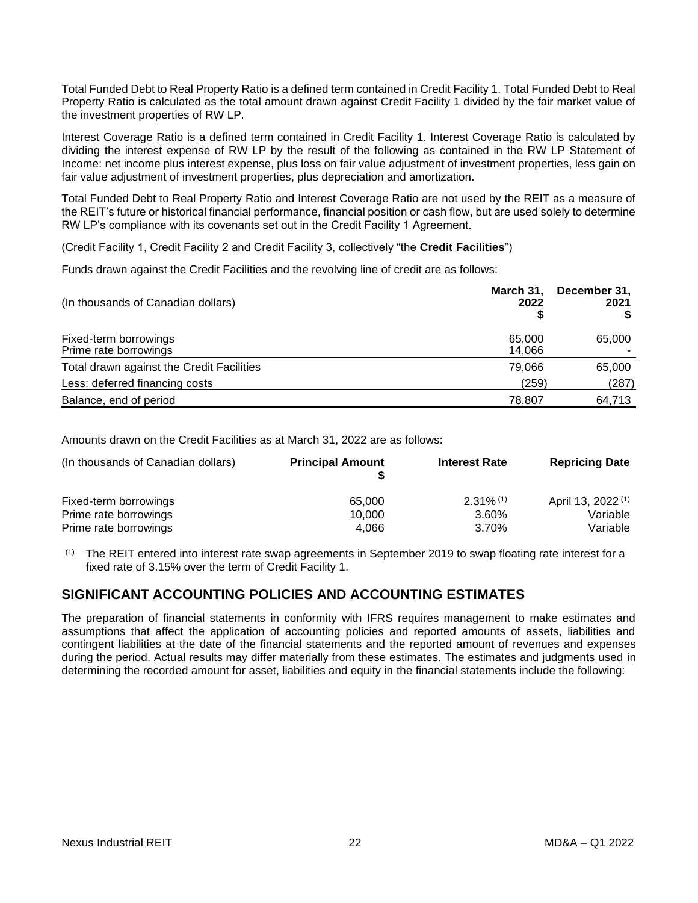Total Funded Debt to Real Property Ratio is a defined term contained in Credit Facility 1. Total Funded Debt to Real Property Ratio is calculated as the total amount drawn against Credit Facility 1 divided by the fair market value of the investment properties of RW LP.

Interest Coverage Ratio is a defined term contained in Credit Facility 1. Interest Coverage Ratio is calculated by dividing the interest expense of RW LP by the result of the following as contained in the RW LP Statement of Income: net income plus interest expense, plus loss on fair value adjustment of investment properties, less gain on fair value adjustment of investment properties, plus depreciation and amortization.

Total Funded Debt to Real Property Ratio and Interest Coverage Ratio are not used by the REIT as a measure of the REIT's future or historical financial performance, financial position or cash flow, but are used solely to determine RW LP's compliance with its covenants set out in the Credit Facility 1 Agreement.

(Credit Facility 1, Credit Facility 2 and Credit Facility 3, collectively "the **Credit Facilities**")

Funds drawn against the Credit Facilities and the revolving line of credit are as follows:

| (In thousands of Canadian dollars) | March 31, 2022 $ | December 31, 2021 $ |
|---|---|---|
| Fixed-term borrowings | 65,000 | 65,000 |
| Prime rate borrowings | 14,066 | - |
| Total drawn against the Credit Facilities | 79,066 | 65,000 |
| Less: deferred financing costs | (259) | (287) |
| Balance, end of period | 78,807 | 64,713 |

Amounts drawn on the Credit Facilities as at March 31, 2022 are as follows:

| (In thousands of Canadian dollars) | Principal Amount $ | Interest Rate | Repricing Date |
|---|---|---|---|
| Fixed-term borrowings | 65,000 | 2.31% (1) | April 13, 2022 (1) |
| Prime rate borrowings | 10,000 | 3.60% | Variable |
| Prime rate borrowings | 4,066 | 3.70% | Variable |

(1) The REIT entered into interest rate swap agreements in September 2019 to swap floating rate interest for a fixed rate of 3.15% over the term of Credit Facility 1.

## SIGNIFICANT ACCOUNTING POLICIES AND ACCOUNTING ESTIMATES

The preparation of financial statements in conformity with IFRS requires management to make estimates and assumptions that affect the application of accounting policies and reported amounts of assets, liabilities and contingent liabilities at the date of the financial statements and the reported amount of revenues and expenses during the period. Actual results may differ materially from these estimates. The estimates and judgments used in determining the recorded amount for asset, liabilities and equity in the financial statements include the following: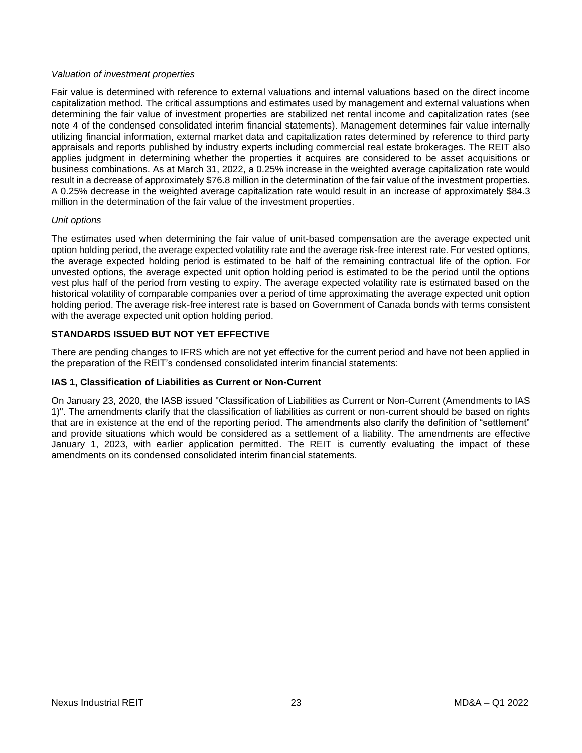*Valuation of investment properties*

Fair value is determined with reference to external valuations and internal valuations based on the direct income capitalization method. The critical assumptions and estimates used by management and external valuations when determining the fair value of investment properties are stabilized net rental income and capitalization rates (see note 4 of the condensed consolidated interim financial statements). Management determines fair value internally utilizing financial information, external market data and capitalization rates determined by reference to third party appraisals and reports published by industry experts including commercial real estate brokerages. The REIT also applies judgment in determining whether the properties it acquires are considered to be asset acquisitions or business combinations. As at March 31, 2022, a 0.25% increase in the weighted average capitalization rate would result in a decrease of approximately $76.8 million in the determination of the fair value of the investment properties. A 0.25% decrease in the weighted average capitalization rate would result in an increase of approximately $84.3 million in the determination of the fair value of the investment properties.

*Unit options*

The estimates used when determining the fair value of unit-based compensation are the average expected unit option holding period, the average expected volatility rate and the average risk-free interest rate. For vested options, the average expected holding period is estimated to be half of the remaining contractual life of the option. For unvested options, the average expected unit option holding period is estimated to be the period until the options vest plus half of the period from vesting to expiry. The average expected volatility rate is estimated based on the historical volatility of comparable companies over a period of time approximating the average expected unit option holding period. The average risk-free interest rate is based on Government of Canada bonds with terms consistent with the average expected unit option holding period.

## STANDARDS ISSUED BUT NOT YET EFFECTIVE

There are pending changes to IFRS which are not yet effective for the current period and have not been applied in the preparation of the REIT's condensed consolidated interim financial statements:

### IAS 1, Classification of Liabilities as Current or Non-Current

On January 23, 2020, the IASB issued "Classification of Liabilities as Current or Non-Current (Amendments to IAS 1)". The amendments clarify that the classification of liabilities as current or non-current should be based on rights that are in existence at the end of the reporting period. The amendments also clarify the definition of "settlement" and provide situations which would be considered as a settlement of a liability. The amendments are effective January 1, 2023, with earlier application permitted. The REIT is currently evaluating the impact of these amendments on its condensed consolidated interim financial statements.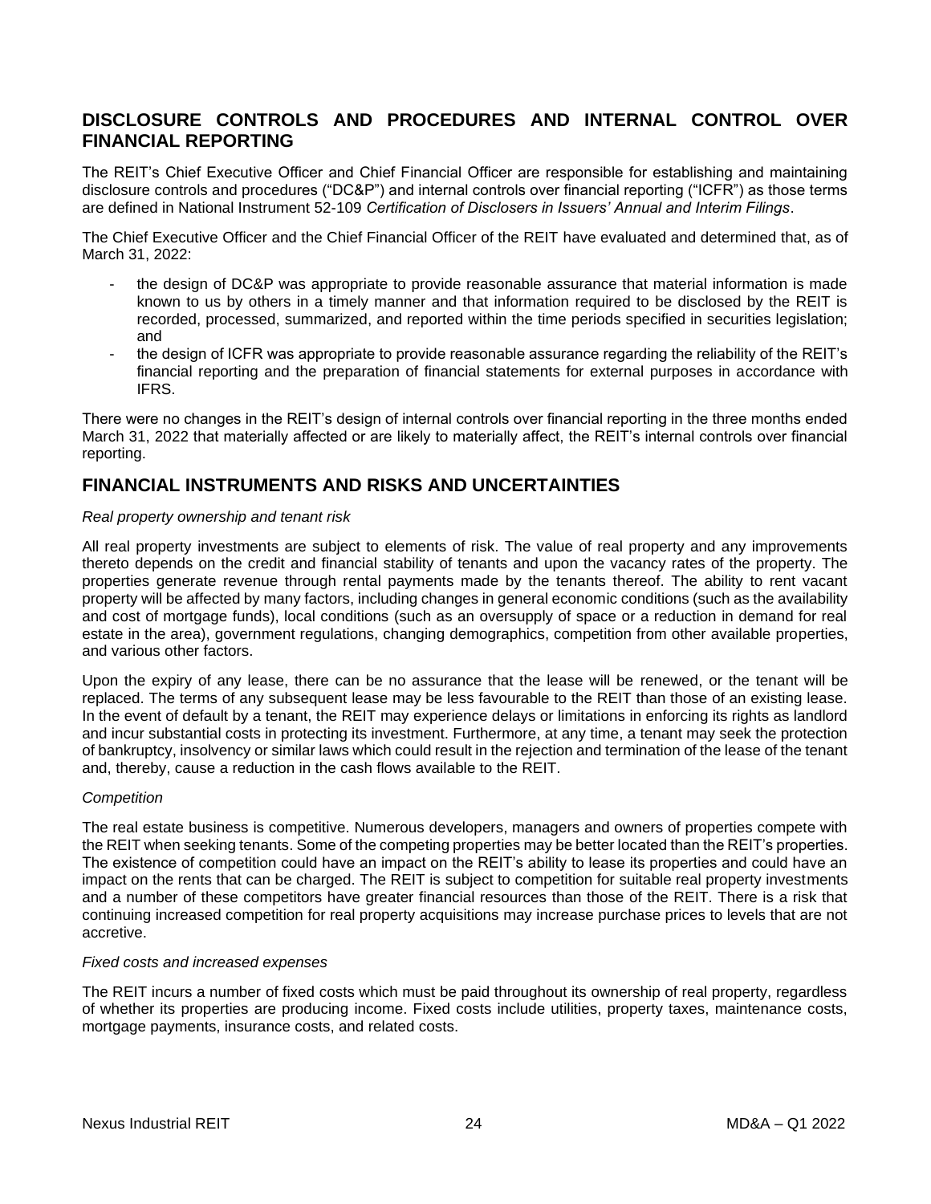## DISCLOSURE CONTROLS AND PROCEDURES AND INTERNAL CONTROL OVER FINANCIAL REPORTING

The REIT's Chief Executive Officer and Chief Financial Officer are responsible for establishing and maintaining disclosure controls and procedures ("DC&P") and internal controls over financial reporting ("ICFR") as those terms are defined in National Instrument 52-109 *Certification of Disclosers in Issuers' Annual and Interim Filings*.

The Chief Executive Officer and the Chief Financial Officer of the REIT have evaluated and determined that, as of March 31, 2022:

- the design of DC&P was appropriate to provide reasonable assurance that material information is made known to us by others in a timely manner and that information required to be disclosed by the REIT is recorded, processed, summarized, and reported within the time periods specified in securities legislation; and
- the design of ICFR was appropriate to provide reasonable assurance regarding the reliability of the REIT's financial reporting and the preparation of financial statements for external purposes in accordance with IFRS.

There were no changes in the REIT's design of internal controls over financial reporting in the three months ended March 31, 2022 that materially affected or are likely to materially affect, the REIT's internal controls over financial reporting.

## FINANCIAL INSTRUMENTS AND RISKS AND UNCERTAINTIES

*Real property ownership and tenant risk*

All real property investments are subject to elements of risk. The value of real property and any improvements thereto depends on the credit and financial stability of tenants and upon the vacancy rates of the property. The properties generate revenue through rental payments made by the tenants thereof. The ability to rent vacant property will be affected by many factors, including changes in general economic conditions (such as the availability and cost of mortgage funds), local conditions (such as an oversupply of space or a reduction in demand for real estate in the area), government regulations, changing demographics, competition from other available properties, and various other factors.

Upon the expiry of any lease, there can be no assurance that the lease will be renewed, or the tenant will be replaced. The terms of any subsequent lease may be less favourable to the REIT than those of an existing lease. In the event of default by a tenant, the REIT may experience delays or limitations in enforcing its rights as landlord and incur substantial costs in protecting its investment. Furthermore, at any time, a tenant may seek the protection of bankruptcy, insolvency or similar laws which could result in the rejection and termination of the lease of the tenant and, thereby, cause a reduction in the cash flows available to the REIT.

*Competition*

The real estate business is competitive. Numerous developers, managers and owners of properties compete with the REIT when seeking tenants. Some of the competing properties may be better located than the REIT's properties. The existence of competition could have an impact on the REIT's ability to lease its properties and could have an impact on the rents that can be charged. The REIT is subject to competition for suitable real property investments and a number of these competitors have greater financial resources than those of the REIT. There is a risk that continuing increased competition for real property acquisitions may increase purchase prices to levels that are not accretive.

*Fixed costs and increased expenses*

The REIT incurs a number of fixed costs which must be paid throughout its ownership of real property, regardless of whether its properties are producing income. Fixed costs include utilities, property taxes, maintenance costs, mortgage payments, insurance costs, and related costs.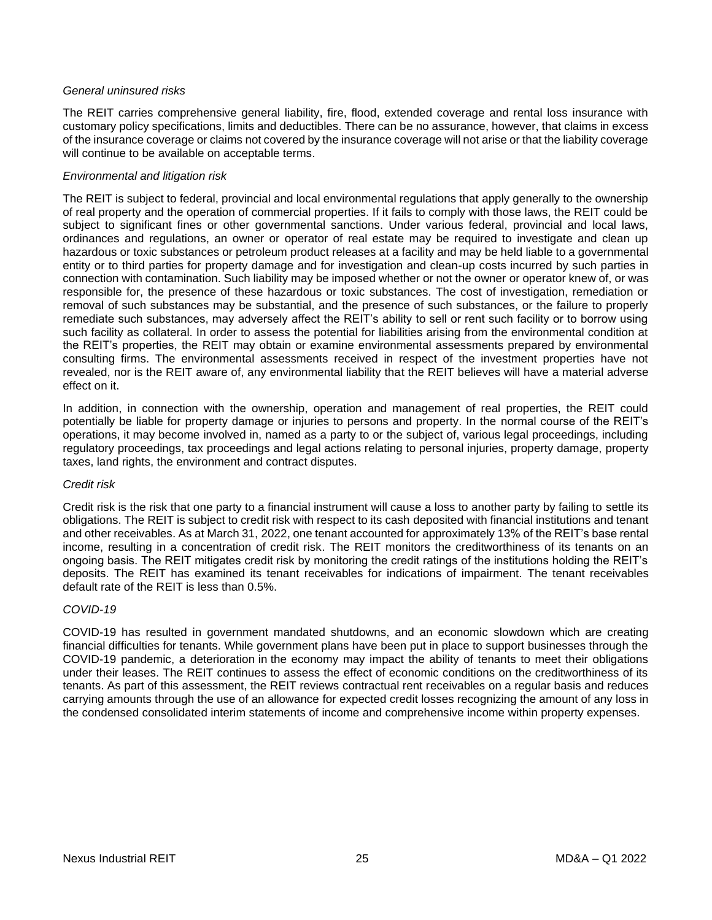*General uninsured risks*

The REIT carries comprehensive general liability, fire, flood, extended coverage and rental loss insurance with customary policy specifications, limits and deductibles. There can be no assurance, however, that claims in excess of the insurance coverage or claims not covered by the insurance coverage will not arise or that the liability coverage will continue to be available on acceptable terms.

*Environmental and litigation risk*

The REIT is subject to federal, provincial and local environmental regulations that apply generally to the ownership of real property and the operation of commercial properties. If it fails to comply with those laws, the REIT could be subject to significant fines or other governmental sanctions. Under various federal, provincial and local laws, ordinances and regulations, an owner or operator of real estate may be required to investigate and clean up hazardous or toxic substances or petroleum product releases at a facility and may be held liable to a governmental entity or to third parties for property damage and for investigation and clean-up costs incurred by such parties in connection with contamination. Such liability may be imposed whether or not the owner or operator knew of, or was responsible for, the presence of these hazardous or toxic substances. The cost of investigation, remediation or removal of such substances may be substantial, and the presence of such substances, or the failure to properly remediate such substances, may adversely affect the REIT's ability to sell or rent such facility or to borrow using such facility as collateral. In order to assess the potential for liabilities arising from the environmental condition at the REIT's properties, the REIT may obtain or examine environmental assessments prepared by environmental consulting firms. The environmental assessments received in respect of the investment properties have not revealed, nor is the REIT aware of, any environmental liability that the REIT believes will have a material adverse effect on it.

In addition, in connection with the ownership, operation and management of real properties, the REIT could potentially be liable for property damage or injuries to persons and property. In the normal course of the REIT's operations, it may become involved in, named as a party to or the subject of, various legal proceedings, including regulatory proceedings, tax proceedings and legal actions relating to personal injuries, property damage, property taxes, land rights, the environment and contract disputes.

*Credit risk*

Credit risk is the risk that one party to a financial instrument will cause a loss to another party by failing to settle its obligations. The REIT is subject to credit risk with respect to its cash deposited with financial institutions and tenant and other receivables. As at March 31, 2022, one tenant accounted for approximately 13% of the REIT's base rental income, resulting in a concentration of credit risk. The REIT monitors the creditworthiness of its tenants on an ongoing basis. The REIT mitigates credit risk by monitoring the credit ratings of the institutions holding the REIT's deposits. The REIT has examined its tenant receivables for indications of impairment. The tenant receivables default rate of the REIT is less than 0.5%.

*COVID-19*

COVID-19 has resulted in government mandated shutdowns, and an economic slowdown which are creating financial difficulties for tenants. While government plans have been put in place to support businesses through the COVID-19 pandemic, a deterioration in the economy may impact the ability of tenants to meet their obligations under their leases. The REIT continues to assess the effect of economic conditions on the creditworthiness of its tenants. As part of this assessment, the REIT reviews contractual rent receivables on a regular basis and reduces carrying amounts through the use of an allowance for expected credit losses recognizing the amount of any loss in the condensed consolidated interim statements of income and comprehensive income within property expenses.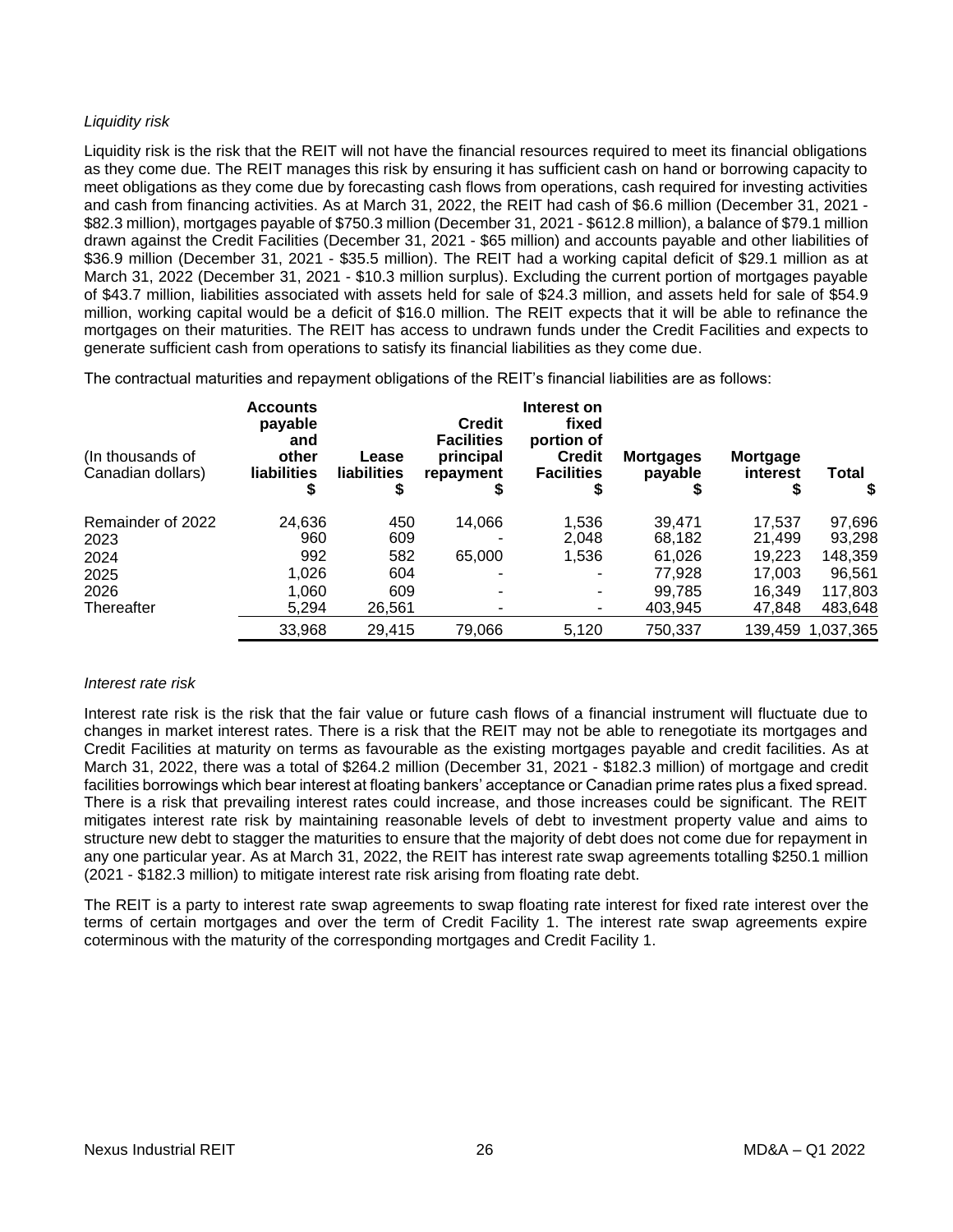*Liquidity risk*

Liquidity risk is the risk that the REIT will not have the financial resources required to meet its financial obligations as they come due. The REIT manages this risk by ensuring it has sufficient cash on hand or borrowing capacity to meet obligations as they come due by forecasting cash flows from operations, cash required for investing activities and cash from financing activities. As at March 31, 2022, the REIT had cash of $6.6 million (December 31, 2021 - $82.3 million), mortgages payable of $750.3 million (December 31, 2021 - $612.8 million), a balance of $79.1 million drawn against the Credit Facilities (December 31, 2021 - $65 million) and accounts payable and other liabilities of $36.9 million (December 31, 2021 - $35.5 million). The REIT had a working capital deficit of $29.1 million as at March 31, 2022 (December 31, 2021 - $10.3 million surplus). Excluding the current portion of mortgages payable of $43.7 million, liabilities associated with assets held for sale of $24.3 million, and assets held for sale of $54.9 million, working capital would be a deficit of $16.0 million. The REIT expects that it will be able to refinance the mortgages on their maturities. The REIT has access to undrawn funds under the Credit Facilities and expects to generate sufficient cash from operations to satisfy its financial liabilities as they come due.

The contractual maturities and repayment obligations of the REIT's financial liabilities are as follows:

| (In thousands of Canadian dollars) | Accounts payable and other liabilities $ | Lease liabilities $ | Credit Facilities principal repayment $ | Interest on fixed portion of Credit Facilities $ | Mortgages payable $ | Mortgage interest $ | Total $ |
|---|---|---|---|---|---|---|---|
| Remainder of 2022 | 24,636 | 450 | 14,066 | 1,536 | 39,471 | 17,537 | 97,696 |
| 2023 | 960 | 609 | - | 2,048 | 68,182 | 21,499 | 93,298 |
| 2024 | 992 | 582 | 65,000 | 1,536 | 61,026 | 19,223 | 148,359 |
| 2025 | 1,026 | 604 | - | - | 77,928 | 17,003 | 96,561 |
| 2026 | 1,060 | 609 | - | - | 99,785 | 16,349 | 117,803 |
| Thereafter | 5,294 | 26,561 | - | - | 403,945 | 47,848 | 483,648 |
| | 33,968 | 29,415 | 79,066 | 5,120 | 750,337 | 139,459 | 1,037,365 |

*Interest rate risk*

Interest rate risk is the risk that the fair value or future cash flows of a financial instrument will fluctuate due to changes in market interest rates. There is a risk that the REIT may not be able to renegotiate its mortgages and Credit Facilities at maturity on terms as favourable as the existing mortgages payable and credit facilities. As at March 31, 2022, there was a total of $264.2 million (December 31, 2021 - $182.3 million) of mortgage and credit facilities borrowings which bear interest at floating bankers' acceptance or Canadian prime rates plus a fixed spread. There is a risk that prevailing interest rates could increase, and those increases could be significant. The REIT mitigates interest rate risk by maintaining reasonable levels of debt to investment property value and aims to structure new debt to stagger the maturities to ensure that the majority of debt does not come due for repayment in any one particular year. As at March 31, 2022, the REIT has interest rate swap agreements totalling $250.1 million (2021 - $182.3 million) to mitigate interest rate risk arising from floating rate debt.

The REIT is a party to interest rate swap agreements to swap floating rate interest for fixed rate interest over the terms of certain mortgages and over the term of Credit Facility 1. The interest rate swap agreements expire coterminous with the maturity of the corresponding mortgages and Credit Facility 1.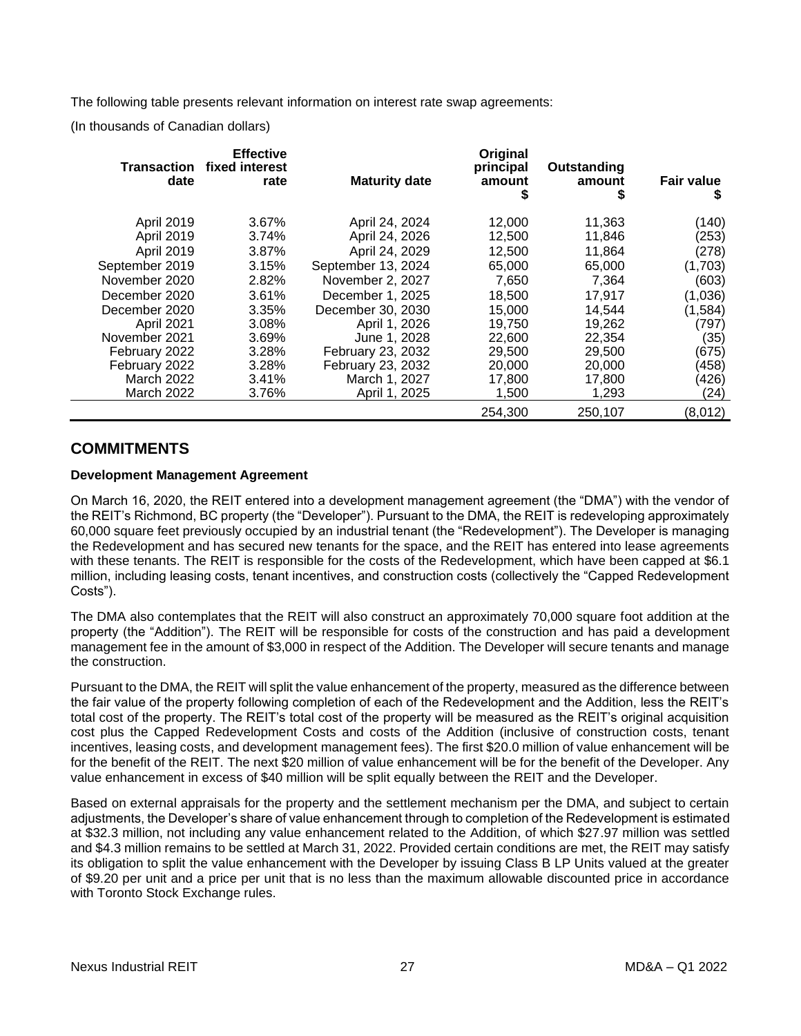The following table presents relevant information on interest rate swap agreements:

(In thousands of Canadian dollars)

| Transaction date | Effective fixed interest rate | Maturity date | Original principal amount $ | Outstanding amount $ | Fair value $ |
|---|---|---|---|---|---|
| April 2019 | 3.67% | April 24, 2024 | 12,000 | 11,363 | (140) |
| April 2019 | 3.74% | April 24, 2026 | 12,500 | 11,846 | (253) |
| April 2019 | 3.87% | April 24, 2029 | 12,500 | 11,864 | (278) |
| September 2019 | 3.15% | September 13, 2024 | 65,000 | 65,000 | (1,703) |
| November 2020 | 2.82% | November 2, 2027 | 7,650 | 7,364 | (603) |
| December 2020 | 3.61% | December 1, 2025 | 18,500 | 17,917 | (1,036) |
| December 2020 | 3.35% | December 30, 2030 | 15,000 | 14,544 | (1,584) |
| April 2021 | 3.08% | April 1, 2026 | 19,750 | 19,262 | (797) |
| November 2021 | 3.69% | June 1, 2028 | 22,600 | 22,354 | (35) |
| February 2022 | 3.28% | February 23, 2032 | 29,500 | 29,500 | (675) |
| February 2022 | 3.28% | February 23, 2032 | 20,000 | 20,000 | (458) |
| March 2022 | 3.41% | March 1, 2027 | 17,800 | 17,800 | (426) |
| March 2022 | 3.76% | April 1, 2025 | 1,500 | 1,293 | (24) |
| | | | 254,300 | 250,107 | (8,012) |

## COMMITMENTS

**Development Management Agreement**

On March 16, 2020, the REIT entered into a development management agreement (the "DMA") with the vendor of the REIT's Richmond, BC property (the "Developer"). Pursuant to the DMA, the REIT is redeveloping approximately 60,000 square feet previously occupied by an industrial tenant (the "Redevelopment"). The Developer is managing the Redevelopment and has secured new tenants for the space, and the REIT has entered into lease agreements with these tenants. The REIT is responsible for the costs of the Redevelopment, which have been capped at $6.1 million, including leasing costs, tenant incentives, and construction costs (collectively the "Capped Redevelopment Costs").

The DMA also contemplates that the REIT will also construct an approximately 70,000 square foot addition at the property (the "Addition"). The REIT will be responsible for costs of the construction and has paid a development management fee in the amount of $3,000 in respect of the Addition. The Developer will secure tenants and manage the construction.

Pursuant to the DMA, the REIT will split the value enhancement of the property, measured as the difference between the fair value of the property following completion of each of the Redevelopment and the Addition, less the REIT's total cost of the property. The REIT's total cost of the property will be measured as the REIT's original acquisition cost plus the Capped Redevelopment Costs and costs of the Addition (inclusive of construction costs, tenant incentives, leasing costs, and development management fees). The first $20.0 million of value enhancement will be for the benefit of the REIT. The next $20 million of value enhancement will be for the benefit of the Developer. Any value enhancement in excess of $40 million will be split equally between the REIT and the Developer.

Based on external appraisals for the property and the settlement mechanism per the DMA, and subject to certain adjustments, the Developer's share of value enhancement through to completion of the Redevelopment is estimated at $32.3 million, not including any value enhancement related to the Addition, of which $27.97 million was settled and $4.3 million remains to be settled at March 31, 2022. Provided certain conditions are met, the REIT may satisfy its obligation to split the value enhancement with the Developer by issuing Class B LP Units valued at the greater of $9.20 per unit and a price per unit that is no less than the maximum allowable discounted price in accordance with Toronto Stock Exchange rules.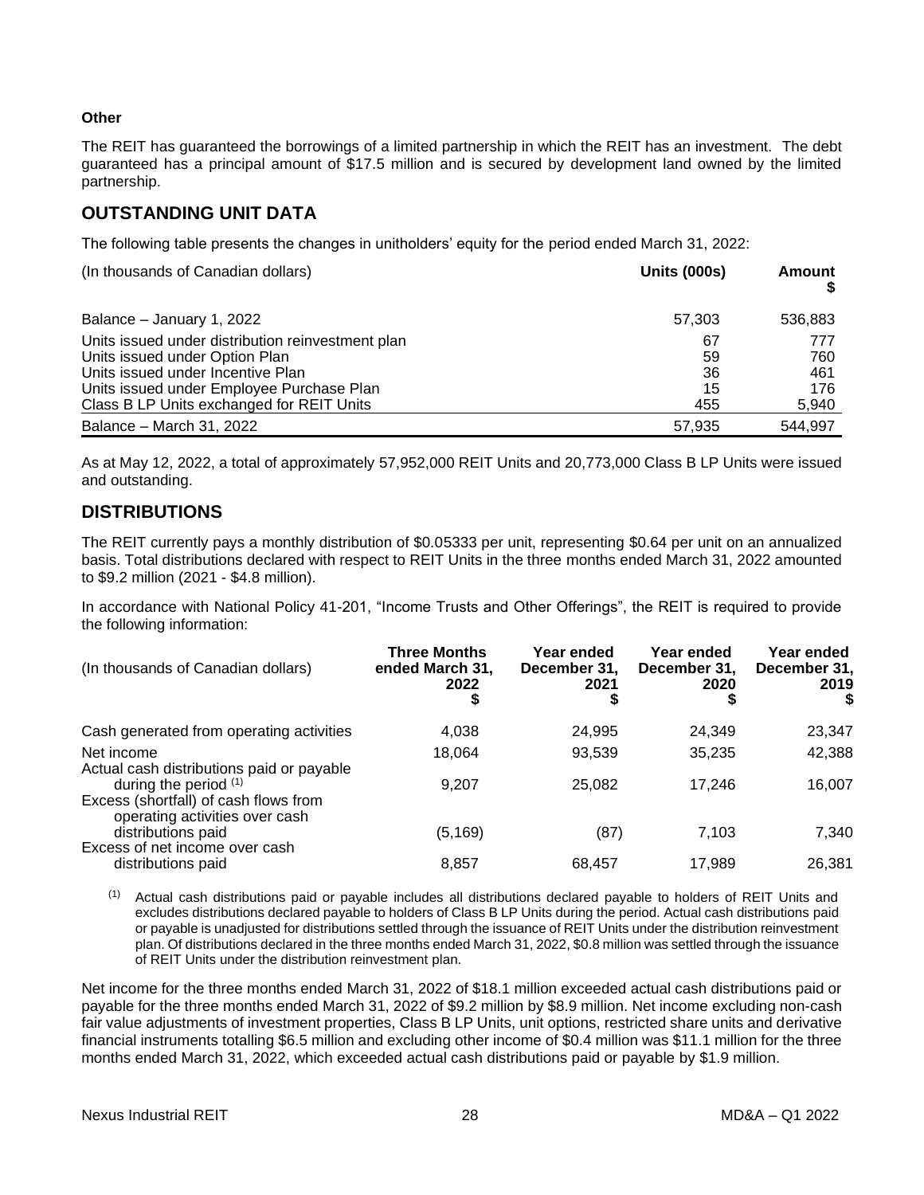**Other**

The REIT has guaranteed the borrowings of a limited partnership in which the REIT has an investment. The debt guaranteed has a principal amount of $17.5 million and is secured by development land owned by the limited partnership.

## OUTSTANDING UNIT DATA

The following table presents the changes in unitholders' equity for the period ended March 31, 2022:

| (In thousands of Canadian dollars) | Units (000s) | Amount $ |
|---|---|---|
| Balance – January 1, 2022 | 57,303 | 536,883 |
| Units issued under distribution reinvestment plan | 67 | 777 |
| Units issued under Option Plan | 59 | 760 |
| Units issued under Incentive Plan | 36 | 461 |
| Units issued under Employee Purchase Plan | 15 | 176 |
| Class B LP Units exchanged for REIT Units | 455 | 5,940 |
| Balance – March 31, 2022 | 57,935 | 544,997 |

As at May 12, 2022, a total of approximately 57,952,000 REIT Units and 20,773,000 Class B LP Units were issued and outstanding.

## DISTRIBUTIONS

The REIT currently pays a monthly distribution of $0.05333 per unit, representing $0.64 per unit on an annualized basis. Total distributions declared with respect to REIT Units in the three months ended March 31, 2022 amounted to $9.2 million (2021 - $4.8 million).

In accordance with National Policy 41-201, "Income Trusts and Other Offerings", the REIT is required to provide the following information:

| (In thousands of Canadian dollars) | Three Months ended March 31, 2022 $ | Year ended December 31, 2021 $ | Year ended December 31, 2020 $ | Year ended December 31, 2019 $ |
|---|---|---|---|---|
| Cash generated from operating activities | 4,038 | 24,995 | 24,349 | 23,347 |
| Net income | 18,064 | 93,539 | 35,235 | 42,388 |
| Actual cash distributions paid or payable during the period [(1)] | 9,207 | 25,082 | 17,246 | 16,007 |
| Excess (shortfall) of cash flows from operating activities over cash distributions paid | (5,169) | (87) | 7,103 | 7,340 |
| Excess of net income over cash distributions paid | 8,857 | 68,457 | 17,989 | 26,381 |

(1) Actual cash distributions paid or payable includes all distributions declared payable to holders of REIT Units and excludes distributions declared payable to holders of Class B LP Units during the period. Actual cash distributions paid or payable is unadjusted for distributions settled through the issuance of REIT Units under the distribution reinvestment plan. Of distributions declared in the three months ended March 31, 2022, $0.8 million was settled through the issuance of REIT Units under the distribution reinvestment plan.

Net income for the three months ended March 31, 2022 of $18.1 million exceeded actual cash distributions paid or payable for the three months ended March 31, 2022 of $9.2 million by $8.9 million. Net income excluding non-cash fair value adjustments of investment properties, Class B LP Units, unit options, restricted share units and derivative financial instruments totalling $6.5 million and excluding other income of $0.4 million was $11.1 million for the three months ended March 31, 2022, which exceeded actual cash distributions paid or payable by $1.9 million.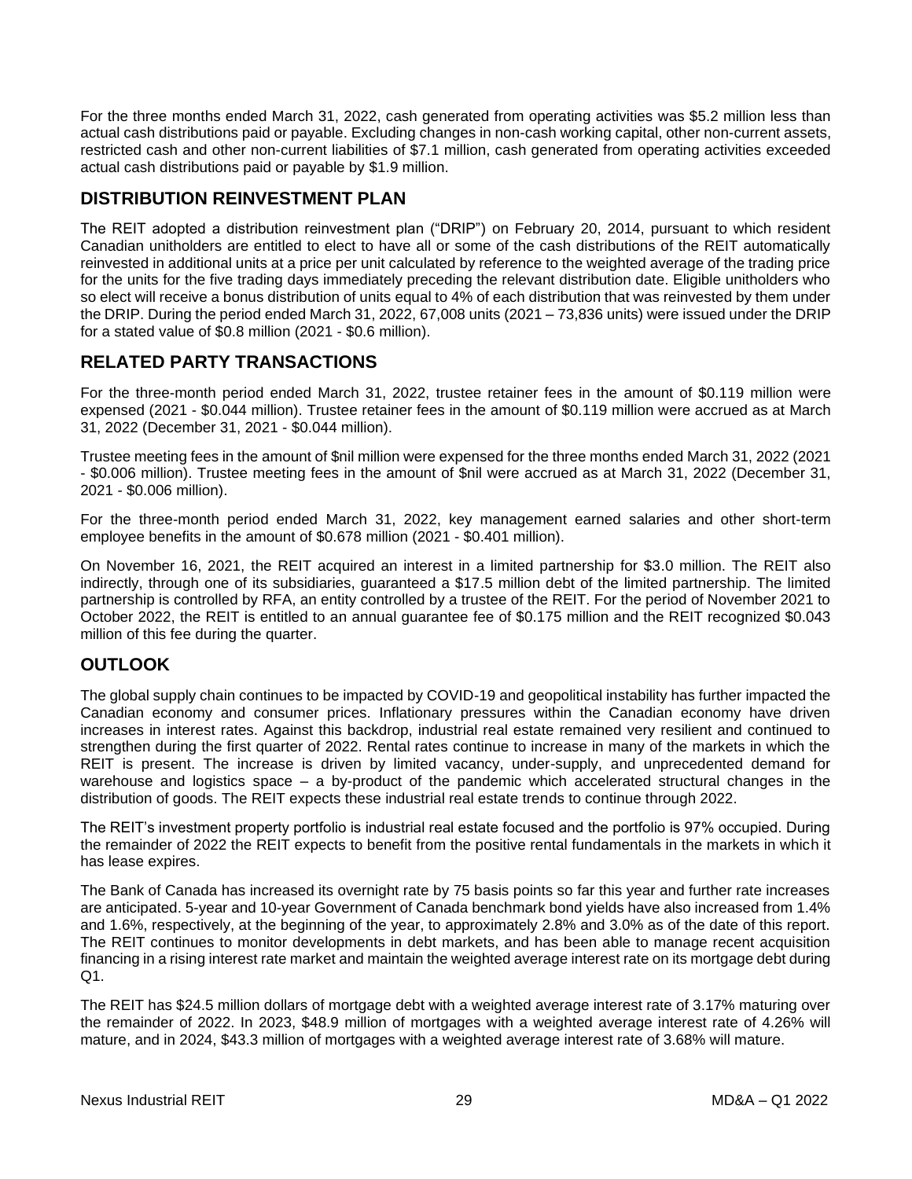For the three months ended March 31, 2022, cash generated from operating activities was $5.2 million less than actual cash distributions paid or payable. Excluding changes in non-cash working capital, other non-current assets, restricted cash and other non-current liabilities of $7.1 million, cash generated from operating activities exceeded actual cash distributions paid or payable by $1.9 million.

## DISTRIBUTION REINVESTMENT PLAN

The REIT adopted a distribution reinvestment plan ("DRIP") on February 20, 2014, pursuant to which resident Canadian unitholders are entitled to elect to have all or some of the cash distributions of the REIT automatically reinvested in additional units at a price per unit calculated by reference to the weighted average of the trading price for the units for the five trading days immediately preceding the relevant distribution date. Eligible unitholders who so elect will receive a bonus distribution of units equal to 4% of each distribution that was reinvested by them under the DRIP. During the period ended March 31, 2022, 67,008 units (2021 – 73,836 units) were issued under the DRIP for a stated value of $0.8 million (2021 - $0.6 million).

## RELATED PARTY TRANSACTIONS

For the three-month period ended March 31, 2022, trustee retainer fees in the amount of $0.119 million were expensed (2021 - $0.044 million). Trustee retainer fees in the amount of $0.119 million were accrued as at March 31, 2022 (December 31, 2021 - $0.044 million).

Trustee meeting fees in the amount of $nil million were expensed for the three months ended March 31, 2022 (2021 - $0.006 million). Trustee meeting fees in the amount of $nil were accrued as at March 31, 2022 (December 31, 2021 - $0.006 million).

For the three-month period ended March 31, 2022, key management earned salaries and other short-term employee benefits in the amount of $0.678 million (2021 - $0.401 million).

On November 16, 2021, the REIT acquired an interest in a limited partnership for $3.0 million. The REIT also indirectly, through one of its subsidiaries, guaranteed a $17.5 million debt of the limited partnership. The limited partnership is controlled by RFA, an entity controlled by a trustee of the REIT. For the period of November 2021 to October 2022, the REIT is entitled to an annual guarantee fee of $0.175 million and the REIT recognized $0.043 million of this fee during the quarter.

## OUTLOOK

The global supply chain continues to be impacted by COVID-19 and geopolitical instability has further impacted the Canadian economy and consumer prices. Inflationary pressures within the Canadian economy have driven increases in interest rates. Against this backdrop, industrial real estate remained very resilient and continued to strengthen during the first quarter of 2022. Rental rates continue to increase in many of the markets in which the REIT is present. The increase is driven by limited vacancy, under-supply, and unprecedented demand for warehouse and logistics space – a by-product of the pandemic which accelerated structural changes in the distribution of goods. The REIT expects these industrial real estate trends to continue through 2022.

The REIT's investment property portfolio is industrial real estate focused and the portfolio is 97% occupied. During the remainder of 2022 the REIT expects to benefit from the positive rental fundamentals in the markets in which it has lease expires.

The Bank of Canada has increased its overnight rate by 75 basis points so far this year and further rate increases are anticipated. 5-year and 10-year Government of Canada benchmark bond yields have also increased from 1.4% and 1.6%, respectively, at the beginning of the year, to approximately 2.8% and 3.0% as of the date of this report. The REIT continues to monitor developments in debt markets, and has been able to manage recent acquisition financing in a rising interest rate market and maintain the weighted average interest rate on its mortgage debt during Q1.

The REIT has $24.5 million dollars of mortgage debt with a weighted average interest rate of 3.17% maturing over the remainder of 2022. In 2023, $48.9 million of mortgages with a weighted average interest rate of 4.26% will mature, and in 2024, $43.3 million of mortgages with a weighted average interest rate of 3.68% will mature.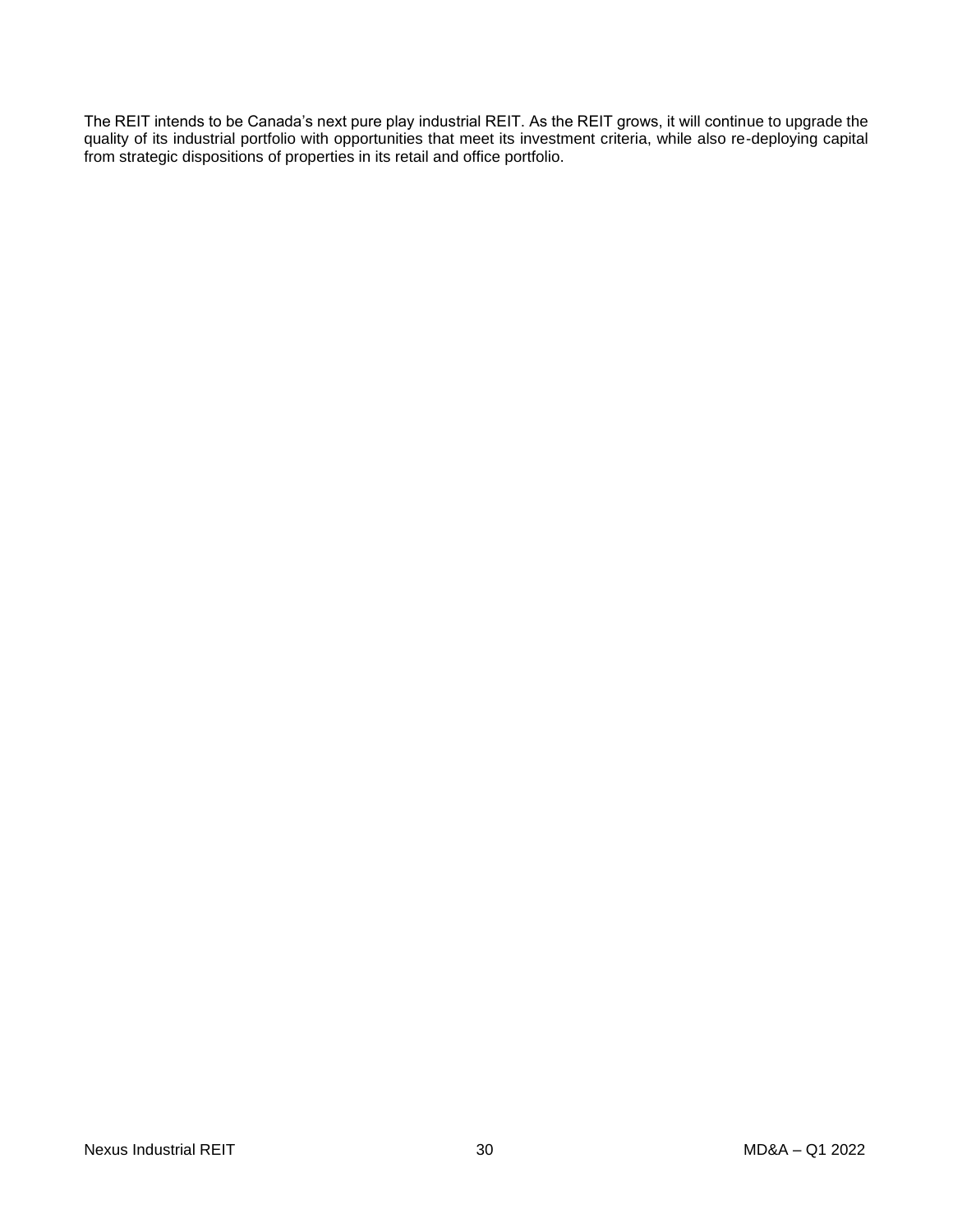The REIT intends to be Canada's next pure play industrial REIT. As the REIT grows, it will continue to upgrade the quality of its industrial portfolio with opportunities that meet its investment criteria, while also re-deploying capital from strategic dispositions of properties in its retail and office portfolio.